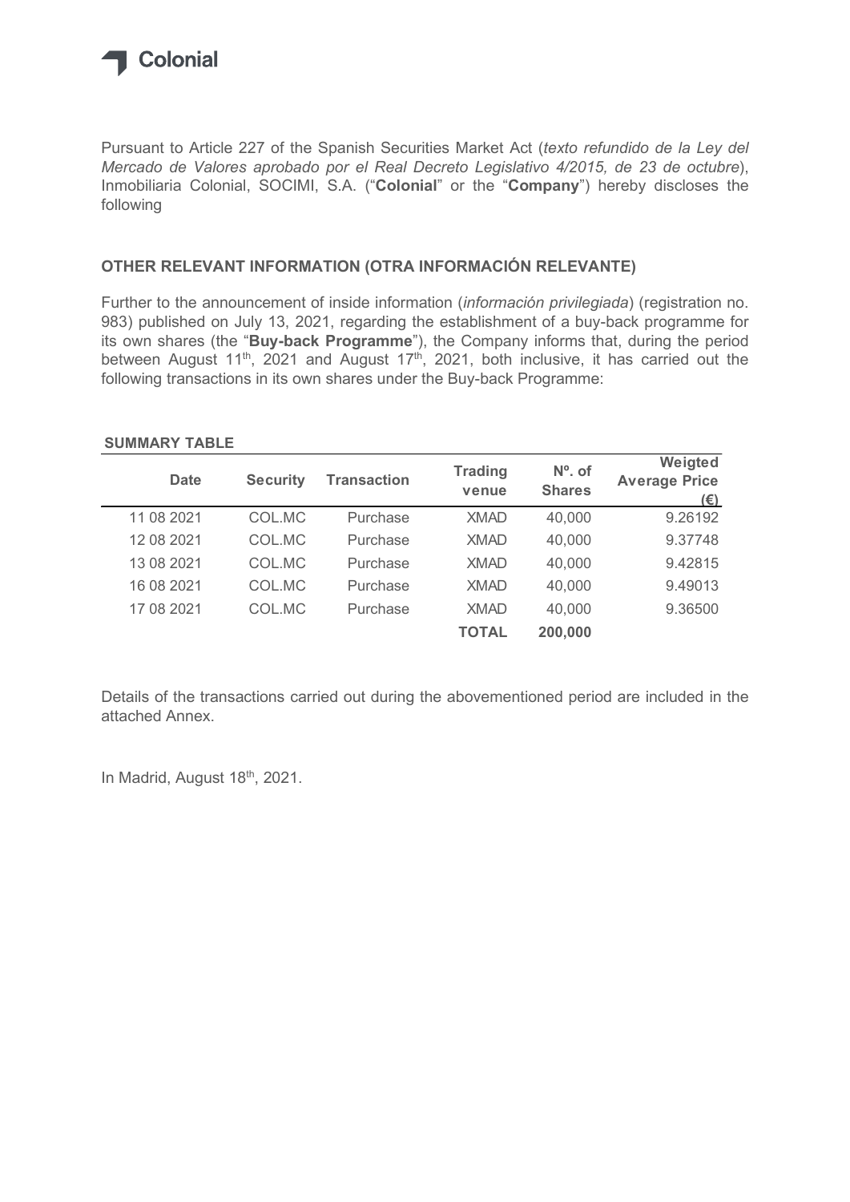Colonial

Pursuant to Article 227 of the Spanish Securities Market Act (*texto refundido de la Ley del Mercado de Valores aprobado por el Real Decreto Legislativo 4/2015, de 23 de octubre*), Inmobiliaria Colonial, SOCIMI, S.A. ("**Colonial**" or the "**Company**") hereby discloses the following

## OTHER RELEVANT INFORMATION (OTRA INFORMACIÓN RELEVANTE)

Further to the announcement of inside information (*información privilegiada*) (registration no. 983) published on July 13, 2021, regarding the establishment of a buy-back programme for its own shares (the "**Buy-back Programme**"), the Company informs that, during the period between August 11th, 2021 and August 17th, 2021, both inclusive, it has carried out the following transactions in its own shares under the Buy-back Programme:

**SUMMARY TABLE**

| Date | Security | Transaction | Trading venue | Nº. of Shares | Weigted Average Price (€) |
|---|---|---|---|---|---|
| 11 08 2021 | COL.MC | Purchase | XMAD | 40,000 | 9.26192 |
| 12 08 2021 | COL.MC | Purchase | XMAD | 40,000 | 9.37748 |
| 13 08 2021 | COL.MC | Purchase | XMAD | 40,000 | 9.42815 |
| 16 08 2021 | COL.MC | Purchase | XMAD | 40,000 | 9.49013 |
| 17 08 2021 | COL.MC | Purchase | XMAD | 40,000 | 9.36500 |
| | | | **TOTAL** | **200,000** | |

Details of the transactions carried out during the abovementioned period are included in the attached Annex.

In Madrid, August 18th, 2021.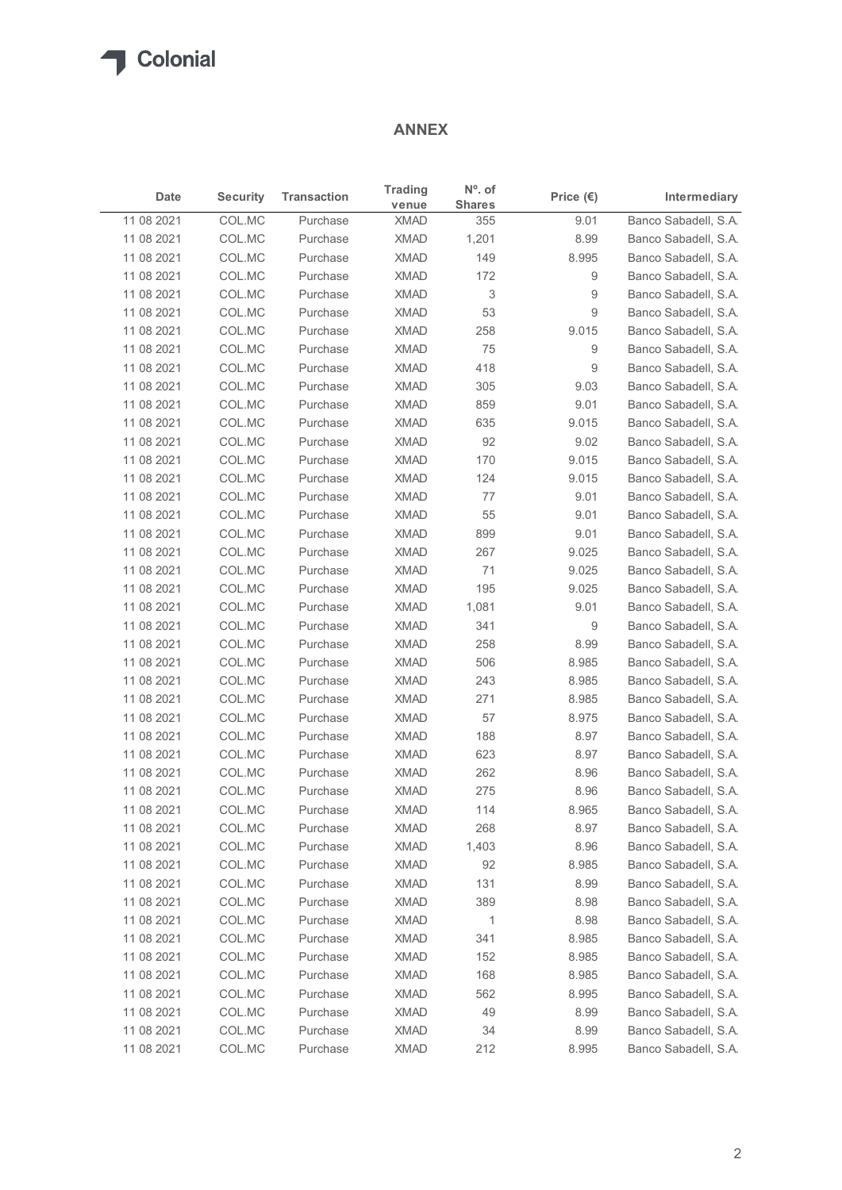## ANNEX

| Date | Security | Transaction | Trading venue | Nº. of Shares | Price (€) | Intermediary |
|---|---|---|---|---|---|---|
| 11 08 2021 | COL.MC | Purchase | XMAD | 355 | 9.01 | Banco Sabadell, S.A. |
| 11 08 2021 | COL.MC | Purchase | XMAD | 1,201 | 8.99 | Banco Sabadell, S.A. |
| 11 08 2021 | COL.MC | Purchase | XMAD | 149 | 8.995 | Banco Sabadell, S.A. |
| 11 08 2021 | COL.MC | Purchase | XMAD | 172 | 9 | Banco Sabadell, S.A. |
| 11 08 2021 | COL.MC | Purchase | XMAD | 3 | 9 | Banco Sabadell, S.A. |
| 11 08 2021 | COL.MC | Purchase | XMAD | 53 | 9 | Banco Sabadell, S.A. |
| 11 08 2021 | COL.MC | Purchase | XMAD | 258 | 9.015 | Banco Sabadell, S.A. |
| 11 08 2021 | COL.MC | Purchase | XMAD | 75 | 9 | Banco Sabadell, S.A. |
| 11 08 2021 | COL.MC | Purchase | XMAD | 418 | 9 | Banco Sabadell, S.A. |
| 11 08 2021 | COL.MC | Purchase | XMAD | 305 | 9.03 | Banco Sabadell, S.A. |
| 11 08 2021 | COL.MC | Purchase | XMAD | 859 | 9.01 | Banco Sabadell, S.A. |
| 11 08 2021 | COL.MC | Purchase | XMAD | 635 | 9.015 | Banco Sabadell, S.A. |
| 11 08 2021 | COL.MC | Purchase | XMAD | 92 | 9.02 | Banco Sabadell, S.A. |
| 11 08 2021 | COL.MC | Purchase | XMAD | 170 | 9.015 | Banco Sabadell, S.A. |
| 11 08 2021 | COL.MC | Purchase | XMAD | 124 | 9.015 | Banco Sabadell, S.A. |
| 11 08 2021 | COL.MC | Purchase | XMAD | 77 | 9.01 | Banco Sabadell, S.A. |
| 11 08 2021 | COL.MC | Purchase | XMAD | 55 | 9.01 | Banco Sabadell, S.A. |
| 11 08 2021 | COL.MC | Purchase | XMAD | 899 | 9.01 | Banco Sabadell, S.A. |
| 11 08 2021 | COL.MC | Purchase | XMAD | 267 | 9.025 | Banco Sabadell, S.A. |
| 11 08 2021 | COL.MC | Purchase | XMAD | 71 | 9.025 | Banco Sabadell, S.A. |
| 11 08 2021 | COL.MC | Purchase | XMAD | 195 | 9.025 | Banco Sabadell, S.A. |
| 11 08 2021 | COL.MC | Purchase | XMAD | 1,081 | 9.01 | Banco Sabadell, S.A. |
| 11 08 2021 | COL.MC | Purchase | XMAD | 341 | 9 | Banco Sabadell, S.A. |
| 11 08 2021 | COL.MC | Purchase | XMAD | 258 | 8.99 | Banco Sabadell, S.A. |
| 11 08 2021 | COL.MC | Purchase | XMAD | 506 | 8.985 | Banco Sabadell, S.A. |
| 11 08 2021 | COL.MC | Purchase | XMAD | 243 | 8.985 | Banco Sabadell, S.A. |
| 11 08 2021 | COL.MC | Purchase | XMAD | 271 | 8.985 | Banco Sabadell, S.A. |
| 11 08 2021 | COL.MC | Purchase | XMAD | 57 | 8.975 | Banco Sabadell, S.A. |
| 11 08 2021 | COL.MC | Purchase | XMAD | 188 | 8.97 | Banco Sabadell, S.A. |
| 11 08 2021 | COL.MC | Purchase | XMAD | 623 | 8.97 | Banco Sabadell, S.A. |
| 11 08 2021 | COL.MC | Purchase | XMAD | 262 | 8.96 | Banco Sabadell, S.A. |
| 11 08 2021 | COL.MC | Purchase | XMAD | 275 | 8.96 | Banco Sabadell, S.A. |
| 11 08 2021 | COL.MC | Purchase | XMAD | 114 | 8.965 | Banco Sabadell, S.A. |
| 11 08 2021 | COL.MC | Purchase | XMAD | 268 | 8.97 | Banco Sabadell, S.A. |
| 11 08 2021 | COL.MC | Purchase | XMAD | 1,403 | 8.96 | Banco Sabadell, S.A. |
| 11 08 2021 | COL.MC | Purchase | XMAD | 92 | 8.985 | Banco Sabadell, S.A. |
| 11 08 2021 | COL.MC | Purchase | XMAD | 131 | 8.99 | Banco Sabadell, S.A. |
| 11 08 2021 | COL.MC | Purchase | XMAD | 389 | 8.98 | Banco Sabadell, S.A. |
| 11 08 2021 | COL.MC | Purchase | XMAD | 1 | 8.98 | Banco Sabadell, S.A. |
| 11 08 2021 | COL.MC | Purchase | XMAD | 341 | 8.985 | Banco Sabadell, S.A. |
| 11 08 2021 | COL.MC | Purchase | XMAD | 152 | 8.985 | Banco Sabadell, S.A. |
| 11 08 2021 | COL.MC | Purchase | XMAD | 168 | 8.985 | Banco Sabadell, S.A. |
| 11 08 2021 | COL.MC | Purchase | XMAD | 562 | 8.995 | Banco Sabadell, S.A. |
| 11 08 2021 | COL.MC | Purchase | XMAD | 49 | 8.99 | Banco Sabadell, S.A. |
| 11 08 2021 | COL.MC | Purchase | XMAD | 34 | 8.99 | Banco Sabadell, S.A. |
| 11 08 2021 | COL.MC | Purchase | XMAD | 212 | 8.995 | Banco Sabadell, S.A. |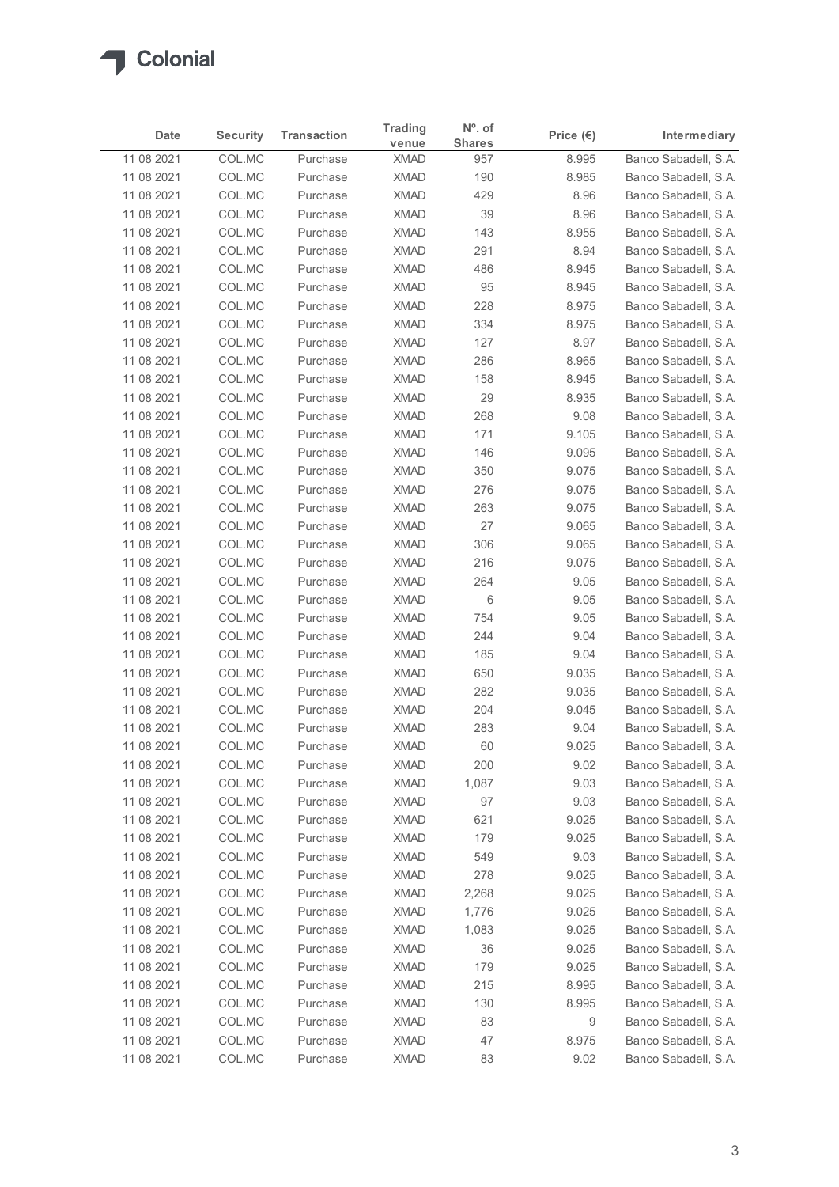| Date | Security | Transaction | Trading venue | Nº. of Shares | Price (€) | Intermediary |
|---|---|---|---|---|---|---|
| 11 08 2021 | COL.MC | Purchase | XMAD | 957 | 8.995 | Banco Sabadell, S.A. |
| 11 08 2021 | COL.MC | Purchase | XMAD | 190 | 8.985 | Banco Sabadell, S.A. |
| 11 08 2021 | COL.MC | Purchase | XMAD | 429 | 8.96 | Banco Sabadell, S.A. |
| 11 08 2021 | COL.MC | Purchase | XMAD | 39 | 8.96 | Banco Sabadell, S.A. |
| 11 08 2021 | COL.MC | Purchase | XMAD | 143 | 8.955 | Banco Sabadell, S.A. |
| 11 08 2021 | COL.MC | Purchase | XMAD | 291 | 8.94 | Banco Sabadell, S.A. |
| 11 08 2021 | COL.MC | Purchase | XMAD | 486 | 8.945 | Banco Sabadell, S.A. |
| 11 08 2021 | COL.MC | Purchase | XMAD | 95 | 8.945 | Banco Sabadell, S.A. |
| 11 08 2021 | COL.MC | Purchase | XMAD | 228 | 8.975 | Banco Sabadell, S.A. |
| 11 08 2021 | COL.MC | Purchase | XMAD | 334 | 8.975 | Banco Sabadell, S.A. |
| 11 08 2021 | COL.MC | Purchase | XMAD | 127 | 8.97 | Banco Sabadell, S.A. |
| 11 08 2021 | COL.MC | Purchase | XMAD | 286 | 8.965 | Banco Sabadell, S.A. |
| 11 08 2021 | COL.MC | Purchase | XMAD | 158 | 8.945 | Banco Sabadell, S.A. |
| 11 08 2021 | COL.MC | Purchase | XMAD | 29 | 8.935 | Banco Sabadell, S.A. |
| 11 08 2021 | COL.MC | Purchase | XMAD | 268 | 9.08 | Banco Sabadell, S.A. |
| 11 08 2021 | COL.MC | Purchase | XMAD | 171 | 9.105 | Banco Sabadell, S.A. |
| 11 08 2021 | COL.MC | Purchase | XMAD | 146 | 9.095 | Banco Sabadell, S.A. |
| 11 08 2021 | COL.MC | Purchase | XMAD | 350 | 9.075 | Banco Sabadell, S.A. |
| 11 08 2021 | COL.MC | Purchase | XMAD | 276 | 9.075 | Banco Sabadell, S.A. |
| 11 08 2021 | COL.MC | Purchase | XMAD | 263 | 9.075 | Banco Sabadell, S.A. |
| 11 08 2021 | COL.MC | Purchase | XMAD | 27 | 9.065 | Banco Sabadell, S.A. |
| 11 08 2021 | COL.MC | Purchase | XMAD | 306 | 9.065 | Banco Sabadell, S.A. |
| 11 08 2021 | COL.MC | Purchase | XMAD | 216 | 9.075 | Banco Sabadell, S.A. |
| 11 08 2021 | COL.MC | Purchase | XMAD | 264 | 9.05 | Banco Sabadell, S.A. |
| 11 08 2021 | COL.MC | Purchase | XMAD | 6 | 9.05 | Banco Sabadell, S.A. |
| 11 08 2021 | COL.MC | Purchase | XMAD | 754 | 9.05 | Banco Sabadell, S.A. |
| 11 08 2021 | COL.MC | Purchase | XMAD | 244 | 9.04 | Banco Sabadell, S.A. |
| 11 08 2021 | COL.MC | Purchase | XMAD | 185 | 9.04 | Banco Sabadell, S.A. |
| 11 08 2021 | COL.MC | Purchase | XMAD | 650 | 9.035 | Banco Sabadell, S.A. |
| 11 08 2021 | COL.MC | Purchase | XMAD | 282 | 9.035 | Banco Sabadell, S.A. |
| 11 08 2021 | COL.MC | Purchase | XMAD | 204 | 9.045 | Banco Sabadell, S.A. |
| 11 08 2021 | COL.MC | Purchase | XMAD | 283 | 9.04 | Banco Sabadell, S.A. |
| 11 08 2021 | COL.MC | Purchase | XMAD | 60 | 9.025 | Banco Sabadell, S.A. |
| 11 08 2021 | COL.MC | Purchase | XMAD | 200 | 9.02 | Banco Sabadell, S.A. |
| 11 08 2021 | COL.MC | Purchase | XMAD | 1,087 | 9.03 | Banco Sabadell, S.A. |
| 11 08 2021 | COL.MC | Purchase | XMAD | 97 | 9.03 | Banco Sabadell, S.A. |
| 11 08 2021 | COL.MC | Purchase | XMAD | 621 | 9.025 | Banco Sabadell, S.A. |
| 11 08 2021 | COL.MC | Purchase | XMAD | 179 | 9.025 | Banco Sabadell, S.A. |
| 11 08 2021 | COL.MC | Purchase | XMAD | 549 | 9.03 | Banco Sabadell, S.A. |
| 11 08 2021 | COL.MC | Purchase | XMAD | 278 | 9.025 | Banco Sabadell, S.A. |
| 11 08 2021 | COL.MC | Purchase | XMAD | 2,268 | 9.025 | Banco Sabadell, S.A. |
| 11 08 2021 | COL.MC | Purchase | XMAD | 1,776 | 9.025 | Banco Sabadell, S.A. |
| 11 08 2021 | COL.MC | Purchase | XMAD | 1,083 | 9.025 | Banco Sabadell, S.A. |
| 11 08 2021 | COL.MC | Purchase | XMAD | 36 | 9.025 | Banco Sabadell, S.A. |
| 11 08 2021 | COL.MC | Purchase | XMAD | 179 | 9.025 | Banco Sabadell, S.A. |
| 11 08 2021 | COL.MC | Purchase | XMAD | 215 | 8.995 | Banco Sabadell, S.A. |
| 11 08 2021 | COL.MC | Purchase | XMAD | 130 | 8.995 | Banco Sabadell, S.A. |
| 11 08 2021 | COL.MC | Purchase | XMAD | 83 | 9 | Banco Sabadell, S.A. |
| 11 08 2021 | COL.MC | Purchase | XMAD | 47 | 8.975 | Banco Sabadell, S.A. |
| 11 08 2021 | COL.MC | Purchase | XMAD | 83 | 9.02 | Banco Sabadell, S.A. |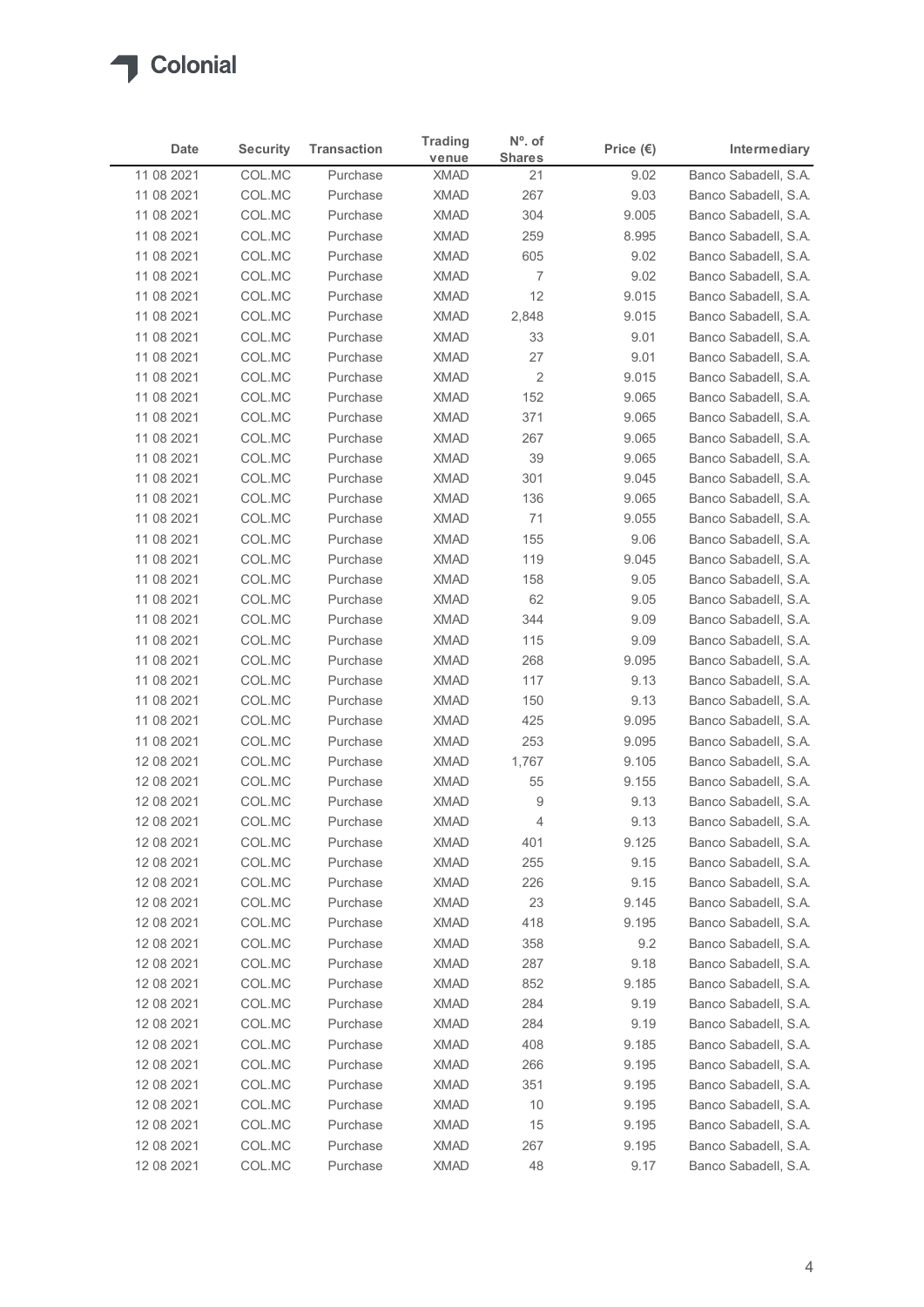| Date | Security | Transaction | Trading venue | Nº. of Shares | Price (€) | Intermediary |
|---|---|---|---|---|---|---|
| 11 08 2021 | COL.MC | Purchase | XMAD | 21 | 9.02 | Banco Sabadell, S.A. |
| 11 08 2021 | COL.MC | Purchase | XMAD | 267 | 9.03 | Banco Sabadell, S.A. |
| 11 08 2021 | COL.MC | Purchase | XMAD | 304 | 9.005 | Banco Sabadell, S.A. |
| 11 08 2021 | COL.MC | Purchase | XMAD | 259 | 8.995 | Banco Sabadell, S.A. |
| 11 08 2021 | COL.MC | Purchase | XMAD | 605 | 9.02 | Banco Sabadell, S.A. |
| 11 08 2021 | COL.MC | Purchase | XMAD | 7 | 9.02 | Banco Sabadell, S.A. |
| 11 08 2021 | COL.MC | Purchase | XMAD | 12 | 9.015 | Banco Sabadell, S.A. |
| 11 08 2021 | COL.MC | Purchase | XMAD | 2,848 | 9.015 | Banco Sabadell, S.A. |
| 11 08 2021 | COL.MC | Purchase | XMAD | 33 | 9.01 | Banco Sabadell, S.A. |
| 11 08 2021 | COL.MC | Purchase | XMAD | 27 | 9.01 | Banco Sabadell, S.A. |
| 11 08 2021 | COL.MC | Purchase | XMAD | 2 | 9.015 | Banco Sabadell, S.A. |
| 11 08 2021 | COL.MC | Purchase | XMAD | 152 | 9.065 | Banco Sabadell, S.A. |
| 11 08 2021 | COL.MC | Purchase | XMAD | 371 | 9.065 | Banco Sabadell, S.A. |
| 11 08 2021 | COL.MC | Purchase | XMAD | 267 | 9.065 | Banco Sabadell, S.A. |
| 11 08 2021 | COL.MC | Purchase | XMAD | 39 | 9.065 | Banco Sabadell, S.A. |
| 11 08 2021 | COL.MC | Purchase | XMAD | 301 | 9.045 | Banco Sabadell, S.A. |
| 11 08 2021 | COL.MC | Purchase | XMAD | 136 | 9.065 | Banco Sabadell, S.A. |
| 11 08 2021 | COL.MC | Purchase | XMAD | 71 | 9.055 | Banco Sabadell, S.A. |
| 11 08 2021 | COL.MC | Purchase | XMAD | 155 | 9.06 | Banco Sabadell, S.A. |
| 11 08 2021 | COL.MC | Purchase | XMAD | 119 | 9.045 | Banco Sabadell, S.A. |
| 11 08 2021 | COL.MC | Purchase | XMAD | 158 | 9.05 | Banco Sabadell, S.A. |
| 11 08 2021 | COL.MC | Purchase | XMAD | 62 | 9.05 | Banco Sabadell, S.A. |
| 11 08 2021 | COL.MC | Purchase | XMAD | 344 | 9.09 | Banco Sabadell, S.A. |
| 11 08 2021 | COL.MC | Purchase | XMAD | 115 | 9.09 | Banco Sabadell, S.A. |
| 11 08 2021 | COL.MC | Purchase | XMAD | 268 | 9.095 | Banco Sabadell, S.A. |
| 11 08 2021 | COL.MC | Purchase | XMAD | 117 | 9.13 | Banco Sabadell, S.A. |
| 11 08 2021 | COL.MC | Purchase | XMAD | 150 | 9.13 | Banco Sabadell, S.A. |
| 11 08 2021 | COL.MC | Purchase | XMAD | 425 | 9.095 | Banco Sabadell, S.A. |
| 11 08 2021 | COL.MC | Purchase | XMAD | 253 | 9.095 | Banco Sabadell, S.A. |
| 12 08 2021 | COL.MC | Purchase | XMAD | 1,767 | 9.105 | Banco Sabadell, S.A. |
| 12 08 2021 | COL.MC | Purchase | XMAD | 55 | 9.155 | Banco Sabadell, S.A. |
| 12 08 2021 | COL.MC | Purchase | XMAD | 9 | 9.13 | Banco Sabadell, S.A. |
| 12 08 2021 | COL.MC | Purchase | XMAD | 4 | 9.13 | Banco Sabadell, S.A. |
| 12 08 2021 | COL.MC | Purchase | XMAD | 401 | 9.125 | Banco Sabadell, S.A. |
| 12 08 2021 | COL.MC | Purchase | XMAD | 255 | 9.15 | Banco Sabadell, S.A. |
| 12 08 2021 | COL.MC | Purchase | XMAD | 226 | 9.15 | Banco Sabadell, S.A. |
| 12 08 2021 | COL.MC | Purchase | XMAD | 23 | 9.145 | Banco Sabadell, S.A. |
| 12 08 2021 | COL.MC | Purchase | XMAD | 418 | 9.195 | Banco Sabadell, S.A. |
| 12 08 2021 | COL.MC | Purchase | XMAD | 358 | 9.2 | Banco Sabadell, S.A. |
| 12 08 2021 | COL.MC | Purchase | XMAD | 287 | 9.18 | Banco Sabadell, S.A. |
| 12 08 2021 | COL.MC | Purchase | XMAD | 852 | 9.185 | Banco Sabadell, S.A. |
| 12 08 2021 | COL.MC | Purchase | XMAD | 284 | 9.19 | Banco Sabadell, S.A. |
| 12 08 2021 | COL.MC | Purchase | XMAD | 284 | 9.19 | Banco Sabadell, S.A. |
| 12 08 2021 | COL.MC | Purchase | XMAD | 408 | 9.185 | Banco Sabadell, S.A. |
| 12 08 2021 | COL.MC | Purchase | XMAD | 266 | 9.195 | Banco Sabadell, S.A. |
| 12 08 2021 | COL.MC | Purchase | XMAD | 351 | 9.195 | Banco Sabadell, S.A. |
| 12 08 2021 | COL.MC | Purchase | XMAD | 10 | 9.195 | Banco Sabadell, S.A. |
| 12 08 2021 | COL.MC | Purchase | XMAD | 15 | 9.195 | Banco Sabadell, S.A. |
| 12 08 2021 | COL.MC | Purchase | XMAD | 267 | 9.195 | Banco Sabadell, S.A. |
| 12 08 2021 | COL.MC | Purchase | XMAD | 48 | 9.17 | Banco Sabadell, S.A. |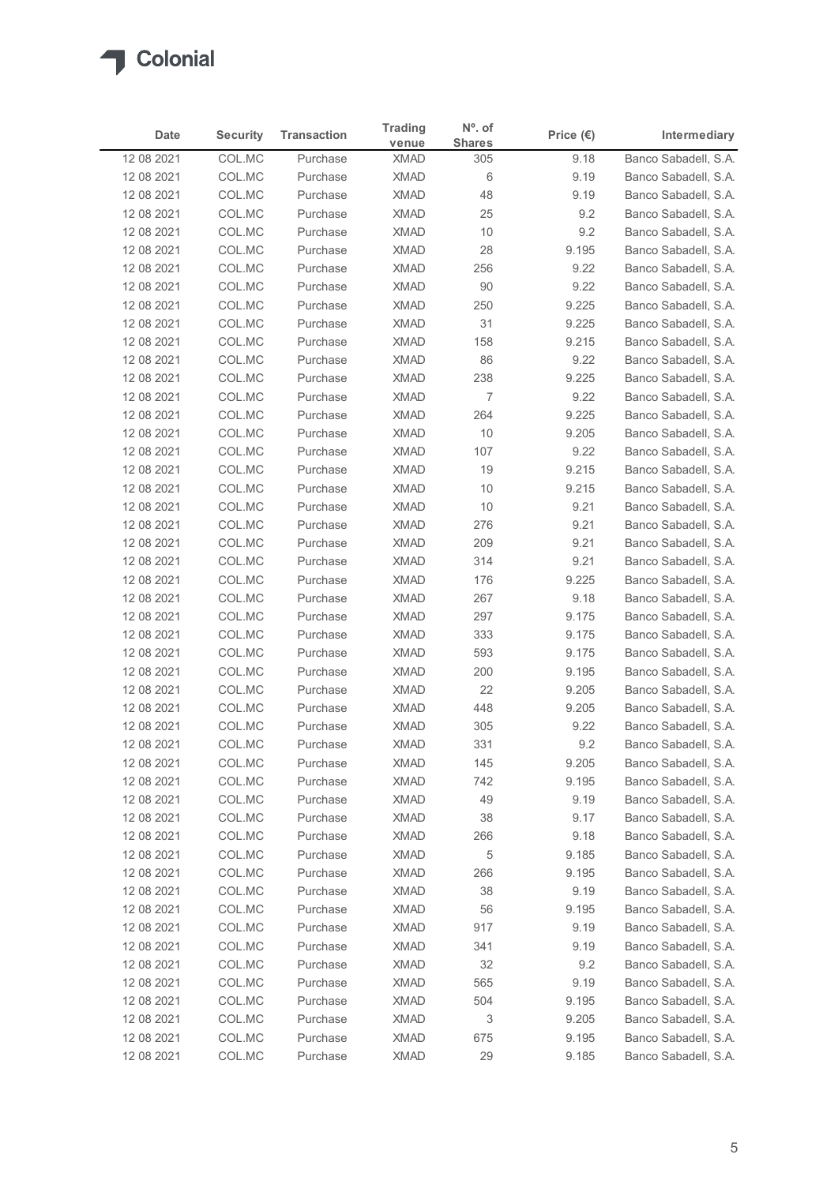Colonial

| Date | Security | Transaction | Trading venue | Nº. of Shares | Price (€) | Intermediary |
|---|---|---|---|---|---|---|
| 12 08 2021 | COL.MC | Purchase | XMAD | 305 | 9.18 | Banco Sabadell, S.A. |
| 12 08 2021 | COL.MC | Purchase | XMAD | 6 | 9.19 | Banco Sabadell, S.A. |
| 12 08 2021 | COL.MC | Purchase | XMAD | 48 | 9.19 | Banco Sabadell, S.A. |
| 12 08 2021 | COL.MC | Purchase | XMAD | 25 | 9.2 | Banco Sabadell, S.A. |
| 12 08 2021 | COL.MC | Purchase | XMAD | 10 | 9.2 | Banco Sabadell, S.A. |
| 12 08 2021 | COL.MC | Purchase | XMAD | 28 | 9.195 | Banco Sabadell, S.A. |
| 12 08 2021 | COL.MC | Purchase | XMAD | 256 | 9.22 | Banco Sabadell, S.A. |
| 12 08 2021 | COL.MC | Purchase | XMAD | 90 | 9.22 | Banco Sabadell, S.A. |
| 12 08 2021 | COL.MC | Purchase | XMAD | 250 | 9.225 | Banco Sabadell, S.A. |
| 12 08 2021 | COL.MC | Purchase | XMAD | 31 | 9.225 | Banco Sabadell, S.A. |
| 12 08 2021 | COL.MC | Purchase | XMAD | 158 | 9.215 | Banco Sabadell, S.A. |
| 12 08 2021 | COL.MC | Purchase | XMAD | 86 | 9.22 | Banco Sabadell, S.A. |
| 12 08 2021 | COL.MC | Purchase | XMAD | 238 | 9.225 | Banco Sabadell, S.A. |
| 12 08 2021 | COL.MC | Purchase | XMAD | 7 | 9.22 | Banco Sabadell, S.A. |
| 12 08 2021 | COL.MC | Purchase | XMAD | 264 | 9.225 | Banco Sabadell, S.A. |
| 12 08 2021 | COL.MC | Purchase | XMAD | 10 | 9.205 | Banco Sabadell, S.A. |
| 12 08 2021 | COL.MC | Purchase | XMAD | 107 | 9.22 | Banco Sabadell, S.A. |
| 12 08 2021 | COL.MC | Purchase | XMAD | 19 | 9.215 | Banco Sabadell, S.A. |
| 12 08 2021 | COL.MC | Purchase | XMAD | 10 | 9.215 | Banco Sabadell, S.A. |
| 12 08 2021 | COL.MC | Purchase | XMAD | 10 | 9.21 | Banco Sabadell, S.A. |
| 12 08 2021 | COL.MC | Purchase | XMAD | 276 | 9.21 | Banco Sabadell, S.A. |
| 12 08 2021 | COL.MC | Purchase | XMAD | 209 | 9.21 | Banco Sabadell, S.A. |
| 12 08 2021 | COL.MC | Purchase | XMAD | 314 | 9.21 | Banco Sabadell, S.A. |
| 12 08 2021 | COL.MC | Purchase | XMAD | 176 | 9.225 | Banco Sabadell, S.A. |
| 12 08 2021 | COL.MC | Purchase | XMAD | 267 | 9.18 | Banco Sabadell, S.A. |
| 12 08 2021 | COL.MC | Purchase | XMAD | 297 | 9.175 | Banco Sabadell, S.A. |
| 12 08 2021 | COL.MC | Purchase | XMAD | 333 | 9.175 | Banco Sabadell, S.A. |
| 12 08 2021 | COL.MC | Purchase | XMAD | 593 | 9.175 | Banco Sabadell, S.A. |
| 12 08 2021 | COL.MC | Purchase | XMAD | 200 | 9.195 | Banco Sabadell, S.A. |
| 12 08 2021 | COL.MC | Purchase | XMAD | 22 | 9.205 | Banco Sabadell, S.A. |
| 12 08 2021 | COL.MC | Purchase | XMAD | 448 | 9.205 | Banco Sabadell, S.A. |
| 12 08 2021 | COL.MC | Purchase | XMAD | 305 | 9.22 | Banco Sabadell, S.A. |
| 12 08 2021 | COL.MC | Purchase | XMAD | 331 | 9.2 | Banco Sabadell, S.A. |
| 12 08 2021 | COL.MC | Purchase | XMAD | 145 | 9.205 | Banco Sabadell, S.A. |
| 12 08 2021 | COL.MC | Purchase | XMAD | 742 | 9.195 | Banco Sabadell, S.A. |
| 12 08 2021 | COL.MC | Purchase | XMAD | 49 | 9.19 | Banco Sabadell, S.A. |
| 12 08 2021 | COL.MC | Purchase | XMAD | 38 | 9.17 | Banco Sabadell, S.A. |
| 12 08 2021 | COL.MC | Purchase | XMAD | 266 | 9.18 | Banco Sabadell, S.A. |
| 12 08 2021 | COL.MC | Purchase | XMAD | 5 | 9.185 | Banco Sabadell, S.A. |
| 12 08 2021 | COL.MC | Purchase | XMAD | 266 | 9.195 | Banco Sabadell, S.A. |
| 12 08 2021 | COL.MC | Purchase | XMAD | 38 | 9.19 | Banco Sabadell, S.A. |
| 12 08 2021 | COL.MC | Purchase | XMAD | 56 | 9.195 | Banco Sabadell, S.A. |
| 12 08 2021 | COL.MC | Purchase | XMAD | 917 | 9.19 | Banco Sabadell, S.A. |
| 12 08 2021 | COL.MC | Purchase | XMAD | 341 | 9.19 | Banco Sabadell, S.A. |
| 12 08 2021 | COL.MC | Purchase | XMAD | 32 | 9.2 | Banco Sabadell, S.A. |
| 12 08 2021 | COL.MC | Purchase | XMAD | 565 | 9.19 | Banco Sabadell, S.A. |
| 12 08 2021 | COL.MC | Purchase | XMAD | 504 | 9.195 | Banco Sabadell, S.A. |
| 12 08 2021 | COL.MC | Purchase | XMAD | 3 | 9.205 | Banco Sabadell, S.A. |
| 12 08 2021 | COL.MC | Purchase | XMAD | 675 | 9.195 | Banco Sabadell, S.A. |
| 12 08 2021 | COL.MC | Purchase | XMAD | 29 | 9.185 | Banco Sabadell, S.A. |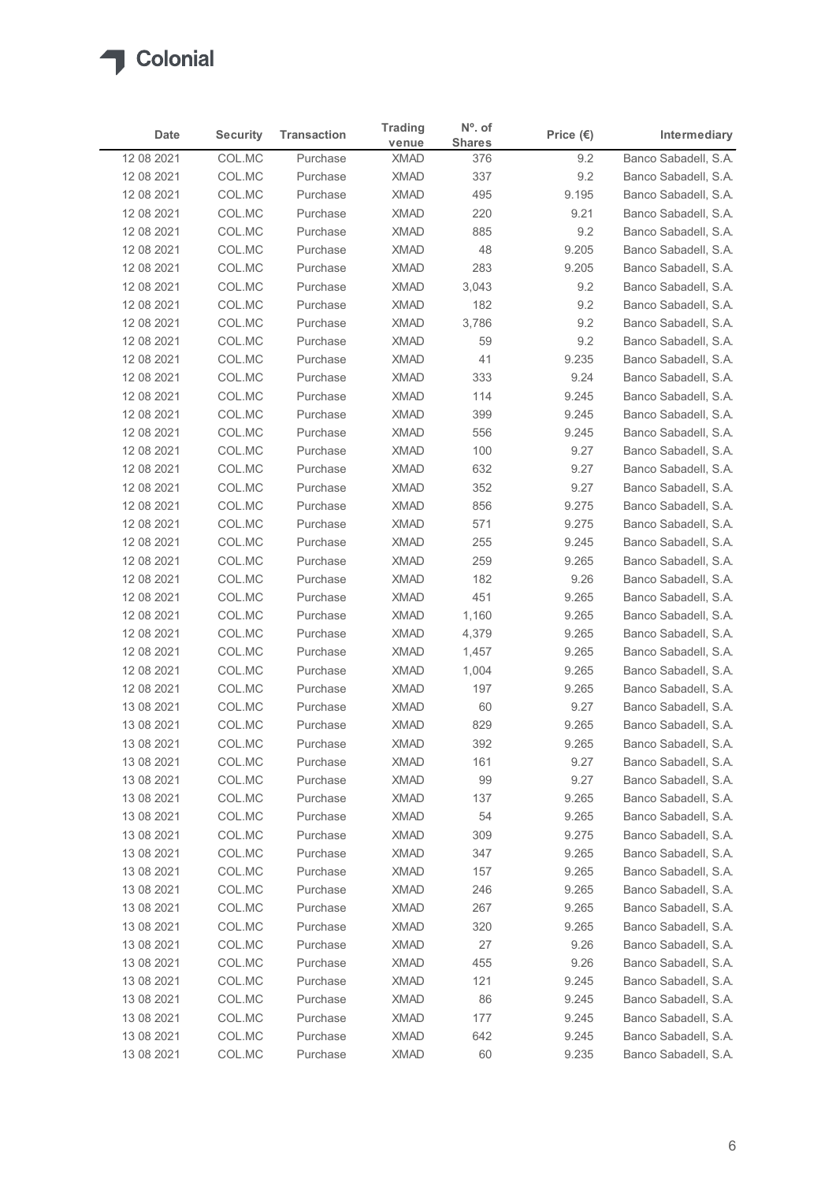| Date | Security | Transaction | Trading venue | Nº. of Shares | Price (€) | Intermediary |
|---|---|---|---|---|---|---|
| 12 08 2021 | COL.MC | Purchase | XMAD | 376 | 9.2 | Banco Sabadell, S.A. |
| 12 08 2021 | COL.MC | Purchase | XMAD | 337 | 9.2 | Banco Sabadell, S.A. |
| 12 08 2021 | COL.MC | Purchase | XMAD | 495 | 9.195 | Banco Sabadell, S.A. |
| 12 08 2021 | COL.MC | Purchase | XMAD | 220 | 9.21 | Banco Sabadell, S.A. |
| 12 08 2021 | COL.MC | Purchase | XMAD | 885 | 9.2 | Banco Sabadell, S.A. |
| 12 08 2021 | COL.MC | Purchase | XMAD | 48 | 9.205 | Banco Sabadell, S.A. |
| 12 08 2021 | COL.MC | Purchase | XMAD | 283 | 9.205 | Banco Sabadell, S.A. |
| 12 08 2021 | COL.MC | Purchase | XMAD | 3,043 | 9.2 | Banco Sabadell, S.A. |
| 12 08 2021 | COL.MC | Purchase | XMAD | 182 | 9.2 | Banco Sabadell, S.A. |
| 12 08 2021 | COL.MC | Purchase | XMAD | 3,786 | 9.2 | Banco Sabadell, S.A. |
| 12 08 2021 | COL.MC | Purchase | XMAD | 59 | 9.2 | Banco Sabadell, S.A. |
| 12 08 2021 | COL.MC | Purchase | XMAD | 41 | 9.235 | Banco Sabadell, S.A. |
| 12 08 2021 | COL.MC | Purchase | XMAD | 333 | 9.24 | Banco Sabadell, S.A. |
| 12 08 2021 | COL.MC | Purchase | XMAD | 114 | 9.245 | Banco Sabadell, S.A. |
| 12 08 2021 | COL.MC | Purchase | XMAD | 399 | 9.245 | Banco Sabadell, S.A. |
| 12 08 2021 | COL.MC | Purchase | XMAD | 556 | 9.245 | Banco Sabadell, S.A. |
| 12 08 2021 | COL.MC | Purchase | XMAD | 100 | 9.27 | Banco Sabadell, S.A. |
| 12 08 2021 | COL.MC | Purchase | XMAD | 632 | 9.27 | Banco Sabadell, S.A. |
| 12 08 2021 | COL.MC | Purchase | XMAD | 352 | 9.27 | Banco Sabadell, S.A. |
| 12 08 2021 | COL.MC | Purchase | XMAD | 856 | 9.275 | Banco Sabadell, S.A. |
| 12 08 2021 | COL.MC | Purchase | XMAD | 571 | 9.275 | Banco Sabadell, S.A. |
| 12 08 2021 | COL.MC | Purchase | XMAD | 255 | 9.245 | Banco Sabadell, S.A. |
| 12 08 2021 | COL.MC | Purchase | XMAD | 259 | 9.265 | Banco Sabadell, S.A. |
| 12 08 2021 | COL.MC | Purchase | XMAD | 182 | 9.26 | Banco Sabadell, S.A. |
| 12 08 2021 | COL.MC | Purchase | XMAD | 451 | 9.265 | Banco Sabadell, S.A. |
| 12 08 2021 | COL.MC | Purchase | XMAD | 1,160 | 9.265 | Banco Sabadell, S.A. |
| 12 08 2021 | COL.MC | Purchase | XMAD | 4,379 | 9.265 | Banco Sabadell, S.A. |
| 12 08 2021 | COL.MC | Purchase | XMAD | 1,457 | 9.265 | Banco Sabadell, S.A. |
| 12 08 2021 | COL.MC | Purchase | XMAD | 1,004 | 9.265 | Banco Sabadell, S.A. |
| 12 08 2021 | COL.MC | Purchase | XMAD | 197 | 9.265 | Banco Sabadell, S.A. |
| 13 08 2021 | COL.MC | Purchase | XMAD | 60 | 9.27 | Banco Sabadell, S.A. |
| 13 08 2021 | COL.MC | Purchase | XMAD | 829 | 9.265 | Banco Sabadell, S.A. |
| 13 08 2021 | COL.MC | Purchase | XMAD | 392 | 9.265 | Banco Sabadell, S.A. |
| 13 08 2021 | COL.MC | Purchase | XMAD | 161 | 9.27 | Banco Sabadell, S.A. |
| 13 08 2021 | COL.MC | Purchase | XMAD | 99 | 9.27 | Banco Sabadell, S.A. |
| 13 08 2021 | COL.MC | Purchase | XMAD | 137 | 9.265 | Banco Sabadell, S.A. |
| 13 08 2021 | COL.MC | Purchase | XMAD | 54 | 9.265 | Banco Sabadell, S.A. |
| 13 08 2021 | COL.MC | Purchase | XMAD | 309 | 9.275 | Banco Sabadell, S.A. |
| 13 08 2021 | COL.MC | Purchase | XMAD | 347 | 9.265 | Banco Sabadell, S.A. |
| 13 08 2021 | COL.MC | Purchase | XMAD | 157 | 9.265 | Banco Sabadell, S.A. |
| 13 08 2021 | COL.MC | Purchase | XMAD | 246 | 9.265 | Banco Sabadell, S.A. |
| 13 08 2021 | COL.MC | Purchase | XMAD | 267 | 9.265 | Banco Sabadell, S.A. |
| 13 08 2021 | COL.MC | Purchase | XMAD | 320 | 9.265 | Banco Sabadell, S.A. |
| 13 08 2021 | COL.MC | Purchase | XMAD | 27 | 9.26 | Banco Sabadell, S.A. |
| 13 08 2021 | COL.MC | Purchase | XMAD | 455 | 9.26 | Banco Sabadell, S.A. |
| 13 08 2021 | COL.MC | Purchase | XMAD | 121 | 9.245 | Banco Sabadell, S.A. |
| 13 08 2021 | COL.MC | Purchase | XMAD | 86 | 9.245 | Banco Sabadell, S.A. |
| 13 08 2021 | COL.MC | Purchase | XMAD | 177 | 9.245 | Banco Sabadell, S.A. |
| 13 08 2021 | COL.MC | Purchase | XMAD | 642 | 9.245 | Banco Sabadell, S.A. |
| 13 08 2021 | COL.MC | Purchase | XMAD | 60 | 9.235 | Banco Sabadell, S.A. |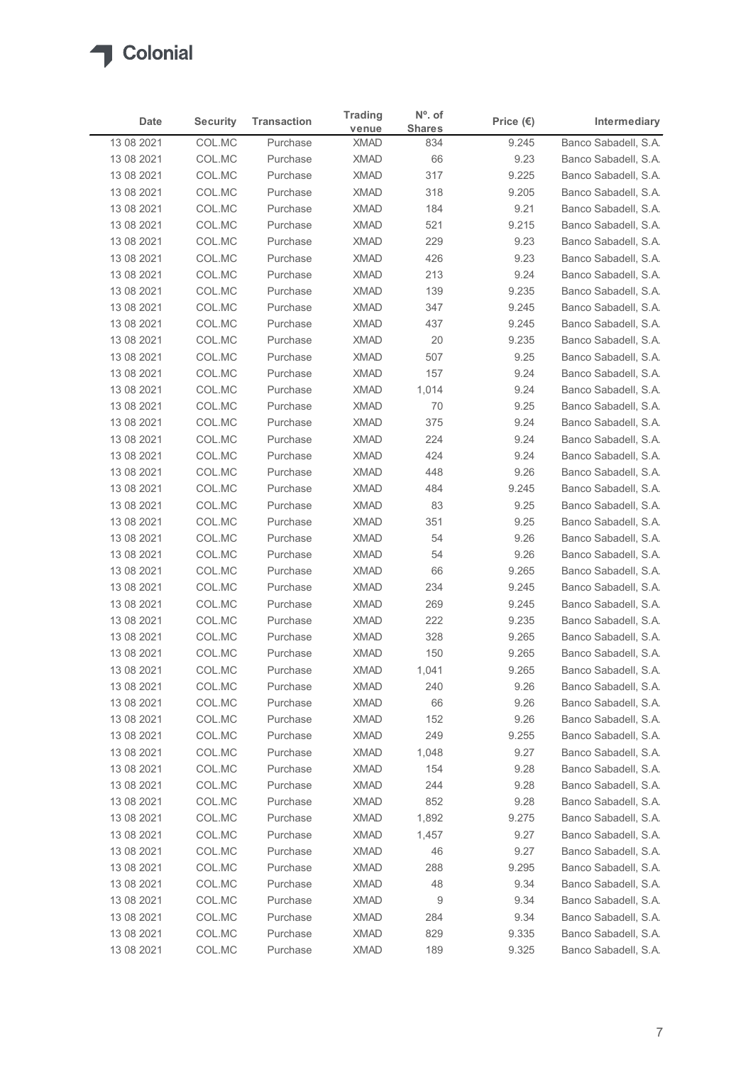| Date | Security | Transaction | Trading venue | Nº. of Shares | Price (€) | Intermediary |
|---|---|---|---|---|---|---|
| 13 08 2021 | COL.MC | Purchase | XMAD | 834 | 9.245 | Banco Sabadell, S.A. |
| 13 08 2021 | COL.MC | Purchase | XMAD | 66 | 9.23 | Banco Sabadell, S.A. |
| 13 08 2021 | COL.MC | Purchase | XMAD | 317 | 9.225 | Banco Sabadell, S.A. |
| 13 08 2021 | COL.MC | Purchase | XMAD | 318 | 9.205 | Banco Sabadell, S.A. |
| 13 08 2021 | COL.MC | Purchase | XMAD | 184 | 9.21 | Banco Sabadell, S.A. |
| 13 08 2021 | COL.MC | Purchase | XMAD | 521 | 9.215 | Banco Sabadell, S.A. |
| 13 08 2021 | COL.MC | Purchase | XMAD | 229 | 9.23 | Banco Sabadell, S.A. |
| 13 08 2021 | COL.MC | Purchase | XMAD | 426 | 9.23 | Banco Sabadell, S.A. |
| 13 08 2021 | COL.MC | Purchase | XMAD | 213 | 9.24 | Banco Sabadell, S.A. |
| 13 08 2021 | COL.MC | Purchase | XMAD | 139 | 9.235 | Banco Sabadell, S.A. |
| 13 08 2021 | COL.MC | Purchase | XMAD | 347 | 9.245 | Banco Sabadell, S.A. |
| 13 08 2021 | COL.MC | Purchase | XMAD | 437 | 9.245 | Banco Sabadell, S.A. |
| 13 08 2021 | COL.MC | Purchase | XMAD | 20 | 9.235 | Banco Sabadell, S.A. |
| 13 08 2021 | COL.MC | Purchase | XMAD | 507 | 9.25 | Banco Sabadell, S.A. |
| 13 08 2021 | COL.MC | Purchase | XMAD | 157 | 9.24 | Banco Sabadell, S.A. |
| 13 08 2021 | COL.MC | Purchase | XMAD | 1,014 | 9.24 | Banco Sabadell, S.A. |
| 13 08 2021 | COL.MC | Purchase | XMAD | 70 | 9.25 | Banco Sabadell, S.A. |
| 13 08 2021 | COL.MC | Purchase | XMAD | 375 | 9.24 | Banco Sabadell, S.A. |
| 13 08 2021 | COL.MC | Purchase | XMAD | 224 | 9.24 | Banco Sabadell, S.A. |
| 13 08 2021 | COL.MC | Purchase | XMAD | 424 | 9.24 | Banco Sabadell, S.A. |
| 13 08 2021 | COL.MC | Purchase | XMAD | 448 | 9.26 | Banco Sabadell, S.A. |
| 13 08 2021 | COL.MC | Purchase | XMAD | 484 | 9.245 | Banco Sabadell, S.A. |
| 13 08 2021 | COL.MC | Purchase | XMAD | 83 | 9.25 | Banco Sabadell, S.A. |
| 13 08 2021 | COL.MC | Purchase | XMAD | 351 | 9.25 | Banco Sabadell, S.A. |
| 13 08 2021 | COL.MC | Purchase | XMAD | 54 | 9.26 | Banco Sabadell, S.A. |
| 13 08 2021 | COL.MC | Purchase | XMAD | 54 | 9.26 | Banco Sabadell, S.A. |
| 13 08 2021 | COL.MC | Purchase | XMAD | 66 | 9.265 | Banco Sabadell, S.A. |
| 13 08 2021 | COL.MC | Purchase | XMAD | 234 | 9.245 | Banco Sabadell, S.A. |
| 13 08 2021 | COL.MC | Purchase | XMAD | 269 | 9.245 | Banco Sabadell, S.A. |
| 13 08 2021 | COL.MC | Purchase | XMAD | 222 | 9.235 | Banco Sabadell, S.A. |
| 13 08 2021 | COL.MC | Purchase | XMAD | 328 | 9.265 | Banco Sabadell, S.A. |
| 13 08 2021 | COL.MC | Purchase | XMAD | 150 | 9.265 | Banco Sabadell, S.A. |
| 13 08 2021 | COL.MC | Purchase | XMAD | 1,041 | 9.265 | Banco Sabadell, S.A. |
| 13 08 2021 | COL.MC | Purchase | XMAD | 240 | 9.26 | Banco Sabadell, S.A. |
| 13 08 2021 | COL.MC | Purchase | XMAD | 66 | 9.26 | Banco Sabadell, S.A. |
| 13 08 2021 | COL.MC | Purchase | XMAD | 152 | 9.26 | Banco Sabadell, S.A. |
| 13 08 2021 | COL.MC | Purchase | XMAD | 249 | 9.255 | Banco Sabadell, S.A. |
| 13 08 2021 | COL.MC | Purchase | XMAD | 1,048 | 9.27 | Banco Sabadell, S.A. |
| 13 08 2021 | COL.MC | Purchase | XMAD | 154 | 9.28 | Banco Sabadell, S.A. |
| 13 08 2021 | COL.MC | Purchase | XMAD | 244 | 9.28 | Banco Sabadell, S.A. |
| 13 08 2021 | COL.MC | Purchase | XMAD | 852 | 9.28 | Banco Sabadell, S.A. |
| 13 08 2021 | COL.MC | Purchase | XMAD | 1,892 | 9.275 | Banco Sabadell, S.A. |
| 13 08 2021 | COL.MC | Purchase | XMAD | 1,457 | 9.27 | Banco Sabadell, S.A. |
| 13 08 2021 | COL.MC | Purchase | XMAD | 46 | 9.27 | Banco Sabadell, S.A. |
| 13 08 2021 | COL.MC | Purchase | XMAD | 288 | 9.295 | Banco Sabadell, S.A. |
| 13 08 2021 | COL.MC | Purchase | XMAD | 48 | 9.34 | Banco Sabadell, S.A. |
| 13 08 2021 | COL.MC | Purchase | XMAD | 9 | 9.34 | Banco Sabadell, S.A. |
| 13 08 2021 | COL.MC | Purchase | XMAD | 284 | 9.34 | Banco Sabadell, S.A. |
| 13 08 2021 | COL.MC | Purchase | XMAD | 829 | 9.335 | Banco Sabadell, S.A. |
| 13 08 2021 | COL.MC | Purchase | XMAD | 189 | 9.325 | Banco Sabadell, S.A. |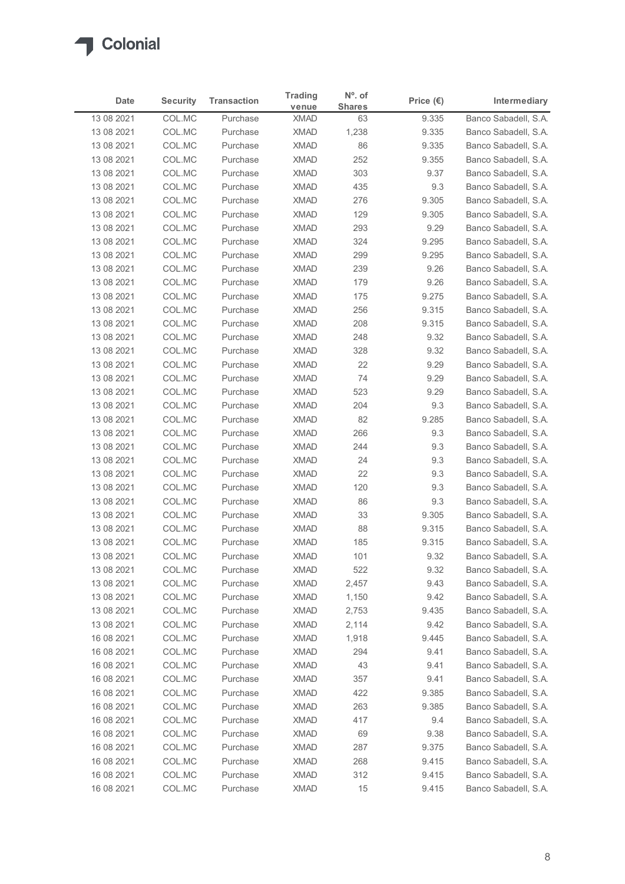| Date | Security | Transaction | Trading venue | Nº. of Shares | Price (€) | Intermediary |
|---|---|---|---|---|---|---|
| 13 08 2021 | COL.MC | Purchase | XMAD | 63 | 9.335 | Banco Sabadell, S.A. |
| 13 08 2021 | COL.MC | Purchase | XMAD | 1,238 | 9.335 | Banco Sabadell, S.A. |
| 13 08 2021 | COL.MC | Purchase | XMAD | 86 | 9.335 | Banco Sabadell, S.A. |
| 13 08 2021 | COL.MC | Purchase | XMAD | 252 | 9.355 | Banco Sabadell, S.A. |
| 13 08 2021 | COL.MC | Purchase | XMAD | 303 | 9.37 | Banco Sabadell, S.A. |
| 13 08 2021 | COL.MC | Purchase | XMAD | 435 | 9.3 | Banco Sabadell, S.A. |
| 13 08 2021 | COL.MC | Purchase | XMAD | 276 | 9.305 | Banco Sabadell, S.A. |
| 13 08 2021 | COL.MC | Purchase | XMAD | 129 | 9.305 | Banco Sabadell, S.A. |
| 13 08 2021 | COL.MC | Purchase | XMAD | 293 | 9.29 | Banco Sabadell, S.A. |
| 13 08 2021 | COL.MC | Purchase | XMAD | 324 | 9.295 | Banco Sabadell, S.A. |
| 13 08 2021 | COL.MC | Purchase | XMAD | 299 | 9.295 | Banco Sabadell, S.A. |
| 13 08 2021 | COL.MC | Purchase | XMAD | 239 | 9.26 | Banco Sabadell, S.A. |
| 13 08 2021 | COL.MC | Purchase | XMAD | 179 | 9.26 | Banco Sabadell, S.A. |
| 13 08 2021 | COL.MC | Purchase | XMAD | 175 | 9.275 | Banco Sabadell, S.A. |
| 13 08 2021 | COL.MC | Purchase | XMAD | 256 | 9.315 | Banco Sabadell, S.A. |
| 13 08 2021 | COL.MC | Purchase | XMAD | 208 | 9.315 | Banco Sabadell, S.A. |
| 13 08 2021 | COL.MC | Purchase | XMAD | 248 | 9.32 | Banco Sabadell, S.A. |
| 13 08 2021 | COL.MC | Purchase | XMAD | 328 | 9.32 | Banco Sabadell, S.A. |
| 13 08 2021 | COL.MC | Purchase | XMAD | 22 | 9.29 | Banco Sabadell, S.A. |
| 13 08 2021 | COL.MC | Purchase | XMAD | 74 | 9.29 | Banco Sabadell, S.A. |
| 13 08 2021 | COL.MC | Purchase | XMAD | 523 | 9.29 | Banco Sabadell, S.A. |
| 13 08 2021 | COL.MC | Purchase | XMAD | 204 | 9.3 | Banco Sabadell, S.A. |
| 13 08 2021 | COL.MC | Purchase | XMAD | 82 | 9.285 | Banco Sabadell, S.A. |
| 13 08 2021 | COL.MC | Purchase | XMAD | 266 | 9.3 | Banco Sabadell, S.A. |
| 13 08 2021 | COL.MC | Purchase | XMAD | 244 | 9.3 | Banco Sabadell, S.A. |
| 13 08 2021 | COL.MC | Purchase | XMAD | 24 | 9.3 | Banco Sabadell, S.A. |
| 13 08 2021 | COL.MC | Purchase | XMAD | 22 | 9.3 | Banco Sabadell, S.A. |
| 13 08 2021 | COL.MC | Purchase | XMAD | 120 | 9.3 | Banco Sabadell, S.A. |
| 13 08 2021 | COL.MC | Purchase | XMAD | 86 | 9.3 | Banco Sabadell, S.A. |
| 13 08 2021 | COL.MC | Purchase | XMAD | 33 | 9.305 | Banco Sabadell, S.A. |
| 13 08 2021 | COL.MC | Purchase | XMAD | 88 | 9.315 | Banco Sabadell, S.A. |
| 13 08 2021 | COL.MC | Purchase | XMAD | 185 | 9.315 | Banco Sabadell, S.A. |
| 13 08 2021 | COL.MC | Purchase | XMAD | 101 | 9.32 | Banco Sabadell, S.A. |
| 13 08 2021 | COL.MC | Purchase | XMAD | 522 | 9.32 | Banco Sabadell, S.A. |
| 13 08 2021 | COL.MC | Purchase | XMAD | 2,457 | 9.43 | Banco Sabadell, S.A. |
| 13 08 2021 | COL.MC | Purchase | XMAD | 1,150 | 9.42 | Banco Sabadell, S.A. |
| 13 08 2021 | COL.MC | Purchase | XMAD | 2,753 | 9.435 | Banco Sabadell, S.A. |
| 13 08 2021 | COL.MC | Purchase | XMAD | 2,114 | 9.42 | Banco Sabadell, S.A. |
| 16 08 2021 | COL.MC | Purchase | XMAD | 1,918 | 9.445 | Banco Sabadell, S.A. |
| 16 08 2021 | COL.MC | Purchase | XMAD | 294 | 9.41 | Banco Sabadell, S.A. |
| 16 08 2021 | COL.MC | Purchase | XMAD | 43 | 9.41 | Banco Sabadell, S.A. |
| 16 08 2021 | COL.MC | Purchase | XMAD | 357 | 9.41 | Banco Sabadell, S.A. |
| 16 08 2021 | COL.MC | Purchase | XMAD | 422 | 9.385 | Banco Sabadell, S.A. |
| 16 08 2021 | COL.MC | Purchase | XMAD | 263 | 9.385 | Banco Sabadell, S.A. |
| 16 08 2021 | COL.MC | Purchase | XMAD | 417 | 9.4 | Banco Sabadell, S.A. |
| 16 08 2021 | COL.MC | Purchase | XMAD | 69 | 9.38 | Banco Sabadell, S.A. |
| 16 08 2021 | COL.MC | Purchase | XMAD | 287 | 9.375 | Banco Sabadell, S.A. |
| 16 08 2021 | COL.MC | Purchase | XMAD | 268 | 9.415 | Banco Sabadell, S.A. |
| 16 08 2021 | COL.MC | Purchase | XMAD | 312 | 9.415 | Banco Sabadell, S.A. |
| 16 08 2021 | COL.MC | Purchase | XMAD | 15 | 9.415 | Banco Sabadell, S.A. |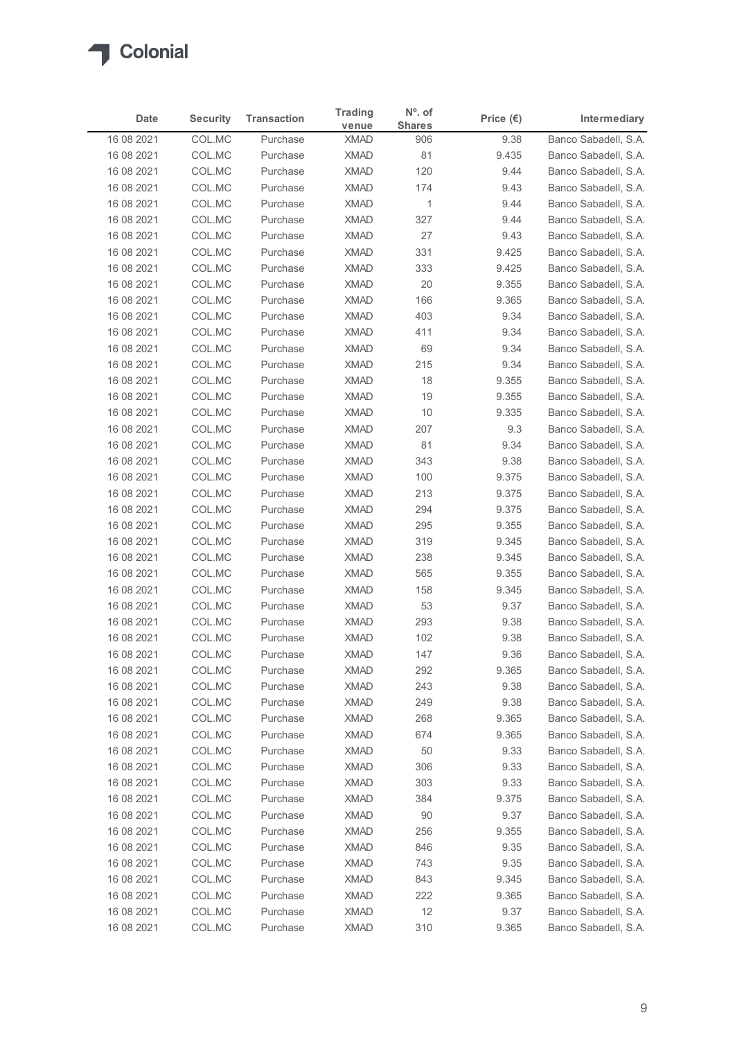| Date | Security | Transaction | Trading venue | Nº. of Shares | Price (€) | Intermediary |
|---|---|---|---|---|---|---|
| 16 08 2021 | COL.MC | Purchase | XMAD | 906 | 9.38 | Banco Sabadell, S.A. |
| 16 08 2021 | COL.MC | Purchase | XMAD | 81 | 9.435 | Banco Sabadell, S.A. |
| 16 08 2021 | COL.MC | Purchase | XMAD | 120 | 9.44 | Banco Sabadell, S.A. |
| 16 08 2021 | COL.MC | Purchase | XMAD | 174 | 9.43 | Banco Sabadell, S.A. |
| 16 08 2021 | COL.MC | Purchase | XMAD | 1 | 9.44 | Banco Sabadell, S.A. |
| 16 08 2021 | COL.MC | Purchase | XMAD | 327 | 9.44 | Banco Sabadell, S.A. |
| 16 08 2021 | COL.MC | Purchase | XMAD | 27 | 9.43 | Banco Sabadell, S.A. |
| 16 08 2021 | COL.MC | Purchase | XMAD | 331 | 9.425 | Banco Sabadell, S.A. |
| 16 08 2021 | COL.MC | Purchase | XMAD | 333 | 9.425 | Banco Sabadell, S.A. |
| 16 08 2021 | COL.MC | Purchase | XMAD | 20 | 9.355 | Banco Sabadell, S.A. |
| 16 08 2021 | COL.MC | Purchase | XMAD | 166 | 9.365 | Banco Sabadell, S.A. |
| 16 08 2021 | COL.MC | Purchase | XMAD | 403 | 9.34 | Banco Sabadell, S.A. |
| 16 08 2021 | COL.MC | Purchase | XMAD | 411 | 9.34 | Banco Sabadell, S.A. |
| 16 08 2021 | COL.MC | Purchase | XMAD | 69 | 9.34 | Banco Sabadell, S.A. |
| 16 08 2021 | COL.MC | Purchase | XMAD | 215 | 9.34 | Banco Sabadell, S.A. |
| 16 08 2021 | COL.MC | Purchase | XMAD | 18 | 9.355 | Banco Sabadell, S.A. |
| 16 08 2021 | COL.MC | Purchase | XMAD | 19 | 9.355 | Banco Sabadell, S.A. |
| 16 08 2021 | COL.MC | Purchase | XMAD | 10 | 9.335 | Banco Sabadell, S.A. |
| 16 08 2021 | COL.MC | Purchase | XMAD | 207 | 9.3 | Banco Sabadell, S.A. |
| 16 08 2021 | COL.MC | Purchase | XMAD | 81 | 9.34 | Banco Sabadell, S.A. |
| 16 08 2021 | COL.MC | Purchase | XMAD | 343 | 9.38 | Banco Sabadell, S.A. |
| 16 08 2021 | COL.MC | Purchase | XMAD | 100 | 9.375 | Banco Sabadell, S.A. |
| 16 08 2021 | COL.MC | Purchase | XMAD | 213 | 9.375 | Banco Sabadell, S.A. |
| 16 08 2021 | COL.MC | Purchase | XMAD | 294 | 9.375 | Banco Sabadell, S.A. |
| 16 08 2021 | COL.MC | Purchase | XMAD | 295 | 9.355 | Banco Sabadell, S.A. |
| 16 08 2021 | COL.MC | Purchase | XMAD | 319 | 9.345 | Banco Sabadell, S.A. |
| 16 08 2021 | COL.MC | Purchase | XMAD | 238 | 9.345 | Banco Sabadell, S.A. |
| 16 08 2021 | COL.MC | Purchase | XMAD | 565 | 9.355 | Banco Sabadell, S.A. |
| 16 08 2021 | COL.MC | Purchase | XMAD | 158 | 9.345 | Banco Sabadell, S.A. |
| 16 08 2021 | COL.MC | Purchase | XMAD | 53 | 9.37 | Banco Sabadell, S.A. |
| 16 08 2021 | COL.MC | Purchase | XMAD | 293 | 9.38 | Banco Sabadell, S.A. |
| 16 08 2021 | COL.MC | Purchase | XMAD | 102 | 9.38 | Banco Sabadell, S.A. |
| 16 08 2021 | COL.MC | Purchase | XMAD | 147 | 9.36 | Banco Sabadell, S.A. |
| 16 08 2021 | COL.MC | Purchase | XMAD | 292 | 9.365 | Banco Sabadell, S.A. |
| 16 08 2021 | COL.MC | Purchase | XMAD | 243 | 9.38 | Banco Sabadell, S.A. |
| 16 08 2021 | COL.MC | Purchase | XMAD | 249 | 9.38 | Banco Sabadell, S.A. |
| 16 08 2021 | COL.MC | Purchase | XMAD | 268 | 9.365 | Banco Sabadell, S.A. |
| 16 08 2021 | COL.MC | Purchase | XMAD | 674 | 9.365 | Banco Sabadell, S.A. |
| 16 08 2021 | COL.MC | Purchase | XMAD | 50 | 9.33 | Banco Sabadell, S.A. |
| 16 08 2021 | COL.MC | Purchase | XMAD | 306 | 9.33 | Banco Sabadell, S.A. |
| 16 08 2021 | COL.MC | Purchase | XMAD | 303 | 9.33 | Banco Sabadell, S.A. |
| 16 08 2021 | COL.MC | Purchase | XMAD | 384 | 9.375 | Banco Sabadell, S.A. |
| 16 08 2021 | COL.MC | Purchase | XMAD | 90 | 9.37 | Banco Sabadell, S.A. |
| 16 08 2021 | COL.MC | Purchase | XMAD | 256 | 9.355 | Banco Sabadell, S.A. |
| 16 08 2021 | COL.MC | Purchase | XMAD | 846 | 9.35 | Banco Sabadell, S.A. |
| 16 08 2021 | COL.MC | Purchase | XMAD | 743 | 9.35 | Banco Sabadell, S.A. |
| 16 08 2021 | COL.MC | Purchase | XMAD | 843 | 9.345 | Banco Sabadell, S.A. |
| 16 08 2021 | COL.MC | Purchase | XMAD | 222 | 9.365 | Banco Sabadell, S.A. |
| 16 08 2021 | COL.MC | Purchase | XMAD | 12 | 9.37 | Banco Sabadell, S.A. |
| 16 08 2021 | COL.MC | Purchase | XMAD | 310 | 9.365 | Banco Sabadell, S.A. |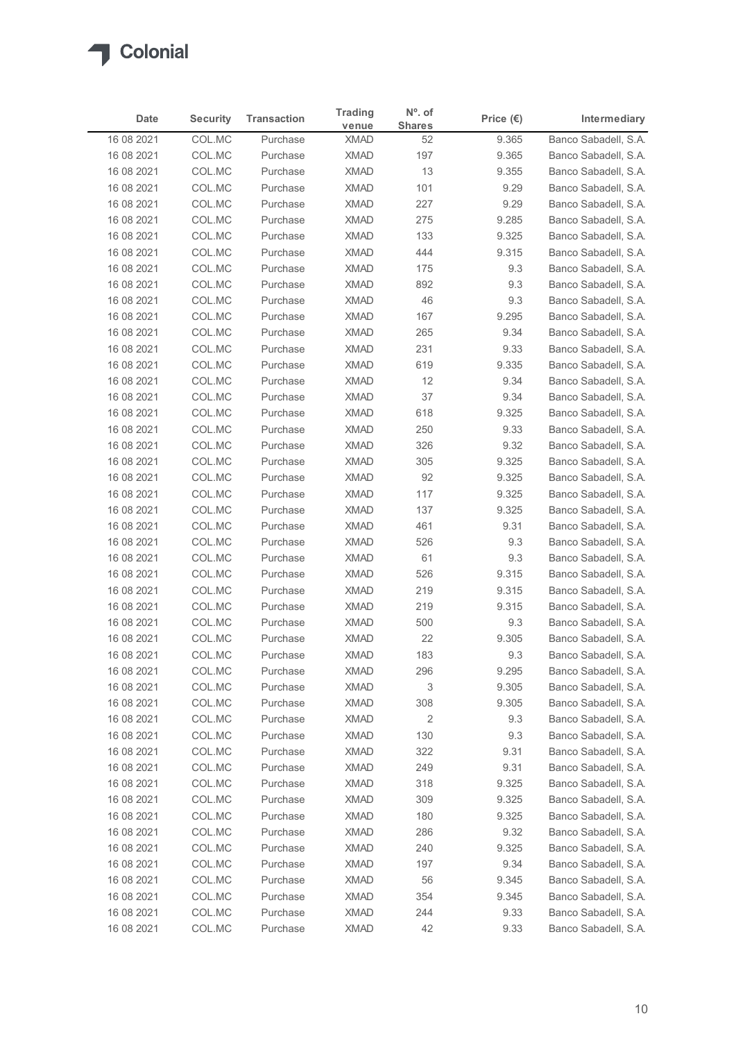Colonial

| Date | Security | Transaction | Trading venue | Nº. of Shares | Price (€) | Intermediary |
|---|---|---|---|---|---|---|
| 16 08 2021 | COL.MC | Purchase | XMAD | 52 | 9.365 | Banco Sabadell, S.A. |
| 16 08 2021 | COL.MC | Purchase | XMAD | 197 | 9.365 | Banco Sabadell, S.A. |
| 16 08 2021 | COL.MC | Purchase | XMAD | 13 | 9.355 | Banco Sabadell, S.A. |
| 16 08 2021 | COL.MC | Purchase | XMAD | 101 | 9.29 | Banco Sabadell, S.A. |
| 16 08 2021 | COL.MC | Purchase | XMAD | 227 | 9.29 | Banco Sabadell, S.A. |
| 16 08 2021 | COL.MC | Purchase | XMAD | 275 | 9.285 | Banco Sabadell, S.A. |
| 16 08 2021 | COL.MC | Purchase | XMAD | 133 | 9.325 | Banco Sabadell, S.A. |
| 16 08 2021 | COL.MC | Purchase | XMAD | 444 | 9.315 | Banco Sabadell, S.A. |
| 16 08 2021 | COL.MC | Purchase | XMAD | 175 | 9.3 | Banco Sabadell, S.A. |
| 16 08 2021 | COL.MC | Purchase | XMAD | 892 | 9.3 | Banco Sabadell, S.A. |
| 16 08 2021 | COL.MC | Purchase | XMAD | 46 | 9.3 | Banco Sabadell, S.A. |
| 16 08 2021 | COL.MC | Purchase | XMAD | 167 | 9.295 | Banco Sabadell, S.A. |
| 16 08 2021 | COL.MC | Purchase | XMAD | 265 | 9.34 | Banco Sabadell, S.A. |
| 16 08 2021 | COL.MC | Purchase | XMAD | 231 | 9.33 | Banco Sabadell, S.A. |
| 16 08 2021 | COL.MC | Purchase | XMAD | 619 | 9.335 | Banco Sabadell, S.A. |
| 16 08 2021 | COL.MC | Purchase | XMAD | 12 | 9.34 | Banco Sabadell, S.A. |
| 16 08 2021 | COL.MC | Purchase | XMAD | 37 | 9.34 | Banco Sabadell, S.A. |
| 16 08 2021 | COL.MC | Purchase | XMAD | 618 | 9.325 | Banco Sabadell, S.A. |
| 16 08 2021 | COL.MC | Purchase | XMAD | 250 | 9.33 | Banco Sabadell, S.A. |
| 16 08 2021 | COL.MC | Purchase | XMAD | 326 | 9.32 | Banco Sabadell, S.A. |
| 16 08 2021 | COL.MC | Purchase | XMAD | 305 | 9.325 | Banco Sabadell, S.A. |
| 16 08 2021 | COL.MC | Purchase | XMAD | 92 | 9.325 | Banco Sabadell, S.A. |
| 16 08 2021 | COL.MC | Purchase | XMAD | 117 | 9.325 | Banco Sabadell, S.A. |
| 16 08 2021 | COL.MC | Purchase | XMAD | 137 | 9.325 | Banco Sabadell, S.A. |
| 16 08 2021 | COL.MC | Purchase | XMAD | 461 | 9.31 | Banco Sabadell, S.A. |
| 16 08 2021 | COL.MC | Purchase | XMAD | 526 | 9.3 | Banco Sabadell, S.A. |
| 16 08 2021 | COL.MC | Purchase | XMAD | 61 | 9.3 | Banco Sabadell, S.A. |
| 16 08 2021 | COL.MC | Purchase | XMAD | 526 | 9.315 | Banco Sabadell, S.A. |
| 16 08 2021 | COL.MC | Purchase | XMAD | 219 | 9.315 | Banco Sabadell, S.A. |
| 16 08 2021 | COL.MC | Purchase | XMAD | 219 | 9.315 | Banco Sabadell, S.A. |
| 16 08 2021 | COL.MC | Purchase | XMAD | 500 | 9.3 | Banco Sabadell, S.A. |
| 16 08 2021 | COL.MC | Purchase | XMAD | 22 | 9.305 | Banco Sabadell, S.A. |
| 16 08 2021 | COL.MC | Purchase | XMAD | 183 | 9.3 | Banco Sabadell, S.A. |
| 16 08 2021 | COL.MC | Purchase | XMAD | 296 | 9.295 | Banco Sabadell, S.A. |
| 16 08 2021 | COL.MC | Purchase | XMAD | 3 | 9.305 | Banco Sabadell, S.A. |
| 16 08 2021 | COL.MC | Purchase | XMAD | 308 | 9.305 | Banco Sabadell, S.A. |
| 16 08 2021 | COL.MC | Purchase | XMAD | 2 | 9.3 | Banco Sabadell, S.A. |
| 16 08 2021 | COL.MC | Purchase | XMAD | 130 | 9.3 | Banco Sabadell, S.A. |
| 16 08 2021 | COL.MC | Purchase | XMAD | 322 | 9.31 | Banco Sabadell, S.A. |
| 16 08 2021 | COL.MC | Purchase | XMAD | 249 | 9.31 | Banco Sabadell, S.A. |
| 16 08 2021 | COL.MC | Purchase | XMAD | 318 | 9.325 | Banco Sabadell, S.A. |
| 16 08 2021 | COL.MC | Purchase | XMAD | 309 | 9.325 | Banco Sabadell, S.A. |
| 16 08 2021 | COL.MC | Purchase | XMAD | 180 | 9.325 | Banco Sabadell, S.A. |
| 16 08 2021 | COL.MC | Purchase | XMAD | 286 | 9.32 | Banco Sabadell, S.A. |
| 16 08 2021 | COL.MC | Purchase | XMAD | 240 | 9.325 | Banco Sabadell, S.A. |
| 16 08 2021 | COL.MC | Purchase | XMAD | 197 | 9.34 | Banco Sabadell, S.A. |
| 16 08 2021 | COL.MC | Purchase | XMAD | 56 | 9.345 | Banco Sabadell, S.A. |
| 16 08 2021 | COL.MC | Purchase | XMAD | 354 | 9.345 | Banco Sabadell, S.A. |
| 16 08 2021 | COL.MC | Purchase | XMAD | 244 | 9.33 | Banco Sabadell, S.A. |
| 16 08 2021 | COL.MC | Purchase | XMAD | 42 | 9.33 | Banco Sabadell, S.A. |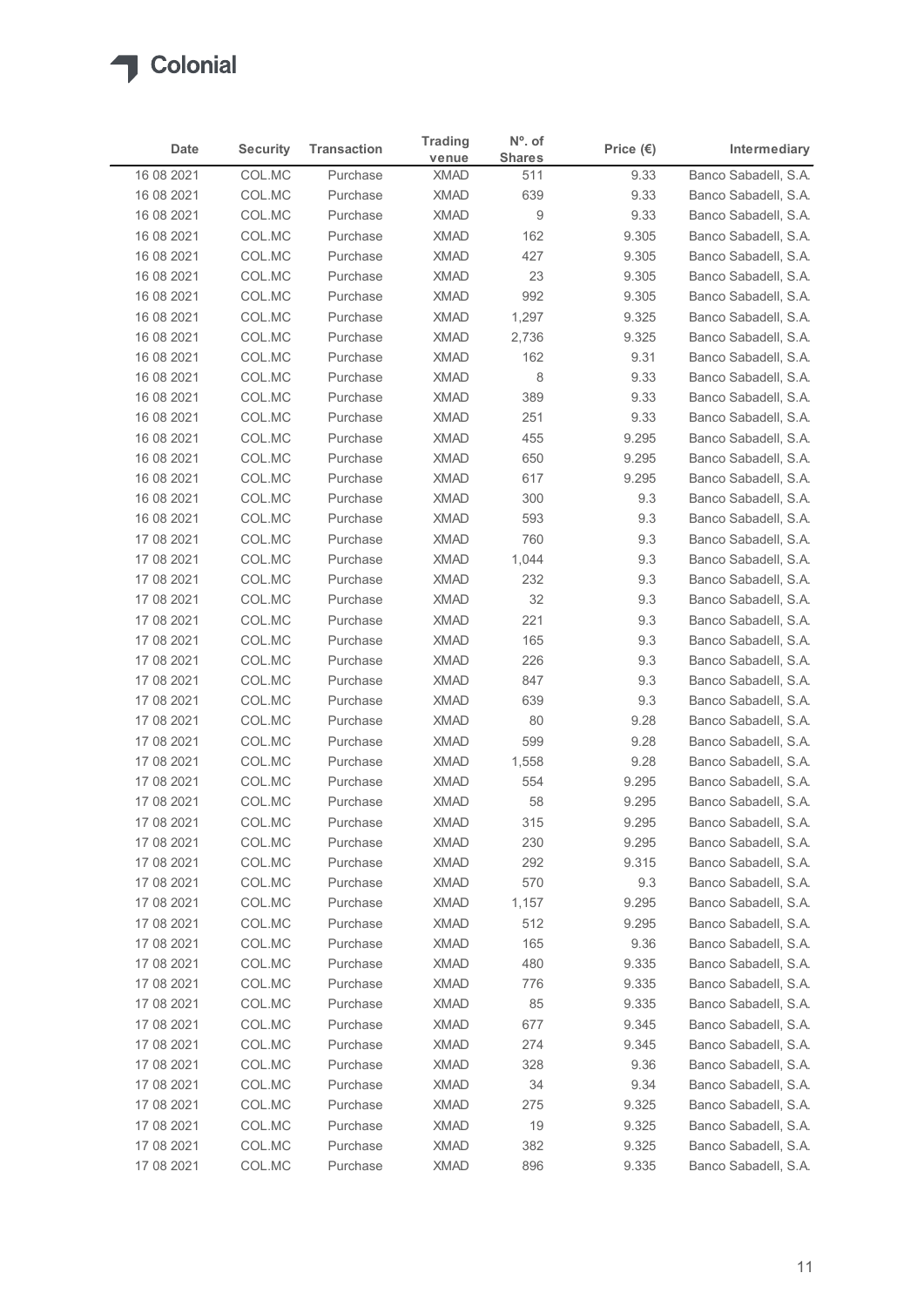# Colonial

| Date | Security | Transaction | Trading venue | Nº. of Shares | Price (€) | Intermediary |
|---|---|---|---|---|---|---|
| 16 08 2021 | COL.MC | Purchase | XMAD | 511 | 9.33 | Banco Sabadell, S.A. |
| 16 08 2021 | COL.MC | Purchase | XMAD | 639 | 9.33 | Banco Sabadell, S.A. |
| 16 08 2021 | COL.MC | Purchase | XMAD | 9 | 9.33 | Banco Sabadell, S.A. |
| 16 08 2021 | COL.MC | Purchase | XMAD | 162 | 9.305 | Banco Sabadell, S.A. |
| 16 08 2021 | COL.MC | Purchase | XMAD | 427 | 9.305 | Banco Sabadell, S.A. |
| 16 08 2021 | COL.MC | Purchase | XMAD | 23 | 9.305 | Banco Sabadell, S.A. |
| 16 08 2021 | COL.MC | Purchase | XMAD | 992 | 9.305 | Banco Sabadell, S.A. |
| 16 08 2021 | COL.MC | Purchase | XMAD | 1,297 | 9.325 | Banco Sabadell, S.A. |
| 16 08 2021 | COL.MC | Purchase | XMAD | 2,736 | 9.325 | Banco Sabadell, S.A. |
| 16 08 2021 | COL.MC | Purchase | XMAD | 162 | 9.31 | Banco Sabadell, S.A. |
| 16 08 2021 | COL.MC | Purchase | XMAD | 8 | 9.33 | Banco Sabadell, S.A. |
| 16 08 2021 | COL.MC | Purchase | XMAD | 389 | 9.33 | Banco Sabadell, S.A. |
| 16 08 2021 | COL.MC | Purchase | XMAD | 251 | 9.33 | Banco Sabadell, S.A. |
| 16 08 2021 | COL.MC | Purchase | XMAD | 455 | 9.295 | Banco Sabadell, S.A. |
| 16 08 2021 | COL.MC | Purchase | XMAD | 650 | 9.295 | Banco Sabadell, S.A. |
| 16 08 2021 | COL.MC | Purchase | XMAD | 617 | 9.295 | Banco Sabadell, S.A. |
| 16 08 2021 | COL.MC | Purchase | XMAD | 300 | 9.3 | Banco Sabadell, S.A. |
| 16 08 2021 | COL.MC | Purchase | XMAD | 593 | 9.3 | Banco Sabadell, S.A. |
| 17 08 2021 | COL.MC | Purchase | XMAD | 760 | 9.3 | Banco Sabadell, S.A. |
| 17 08 2021 | COL.MC | Purchase | XMAD | 1,044 | 9.3 | Banco Sabadell, S.A. |
| 17 08 2021 | COL.MC | Purchase | XMAD | 232 | 9.3 | Banco Sabadell, S.A. |
| 17 08 2021 | COL.MC | Purchase | XMAD | 32 | 9.3 | Banco Sabadell, S.A. |
| 17 08 2021 | COL.MC | Purchase | XMAD | 221 | 9.3 | Banco Sabadell, S.A. |
| 17 08 2021 | COL.MC | Purchase | XMAD | 165 | 9.3 | Banco Sabadell, S.A. |
| 17 08 2021 | COL.MC | Purchase | XMAD | 226 | 9.3 | Banco Sabadell, S.A. |
| 17 08 2021 | COL.MC | Purchase | XMAD | 847 | 9.3 | Banco Sabadell, S.A. |
| 17 08 2021 | COL.MC | Purchase | XMAD | 639 | 9.3 | Banco Sabadell, S.A. |
| 17 08 2021 | COL.MC | Purchase | XMAD | 80 | 9.28 | Banco Sabadell, S.A. |
| 17 08 2021 | COL.MC | Purchase | XMAD | 599 | 9.28 | Banco Sabadell, S.A. |
| 17 08 2021 | COL.MC | Purchase | XMAD | 1,558 | 9.28 | Banco Sabadell, S.A. |
| 17 08 2021 | COL.MC | Purchase | XMAD | 554 | 9.295 | Banco Sabadell, S.A. |
| 17 08 2021 | COL.MC | Purchase | XMAD | 58 | 9.295 | Banco Sabadell, S.A. |
| 17 08 2021 | COL.MC | Purchase | XMAD | 315 | 9.295 | Banco Sabadell, S.A. |
| 17 08 2021 | COL.MC | Purchase | XMAD | 230 | 9.295 | Banco Sabadell, S.A. |
| 17 08 2021 | COL.MC | Purchase | XMAD | 292 | 9.315 | Banco Sabadell, S.A. |
| 17 08 2021 | COL.MC | Purchase | XMAD | 570 | 9.3 | Banco Sabadell, S.A. |
| 17 08 2021 | COL.MC | Purchase | XMAD | 1,157 | 9.295 | Banco Sabadell, S.A. |
| 17 08 2021 | COL.MC | Purchase | XMAD | 512 | 9.295 | Banco Sabadell, S.A. |
| 17 08 2021 | COL.MC | Purchase | XMAD | 165 | 9.36 | Banco Sabadell, S.A. |
| 17 08 2021 | COL.MC | Purchase | XMAD | 480 | 9.335 | Banco Sabadell, S.A. |
| 17 08 2021 | COL.MC | Purchase | XMAD | 776 | 9.335 | Banco Sabadell, S.A. |
| 17 08 2021 | COL.MC | Purchase | XMAD | 85 | 9.335 | Banco Sabadell, S.A. |
| 17 08 2021 | COL.MC | Purchase | XMAD | 677 | 9.345 | Banco Sabadell, S.A. |
| 17 08 2021 | COL.MC | Purchase | XMAD | 274 | 9.345 | Banco Sabadell, S.A. |
| 17 08 2021 | COL.MC | Purchase | XMAD | 328 | 9.36 | Banco Sabadell, S.A. |
| 17 08 2021 | COL.MC | Purchase | XMAD | 34 | 9.34 | Banco Sabadell, S.A. |
| 17 08 2021 | COL.MC | Purchase | XMAD | 275 | 9.325 | Banco Sabadell, S.A. |
| 17 08 2021 | COL.MC | Purchase | XMAD | 19 | 9.325 | Banco Sabadell, S.A. |
| 17 08 2021 | COL.MC | Purchase | XMAD | 382 | 9.325 | Banco Sabadell, S.A. |
| 17 08 2021 | COL.MC | Purchase | XMAD | 896 | 9.335 | Banco Sabadell, S.A. |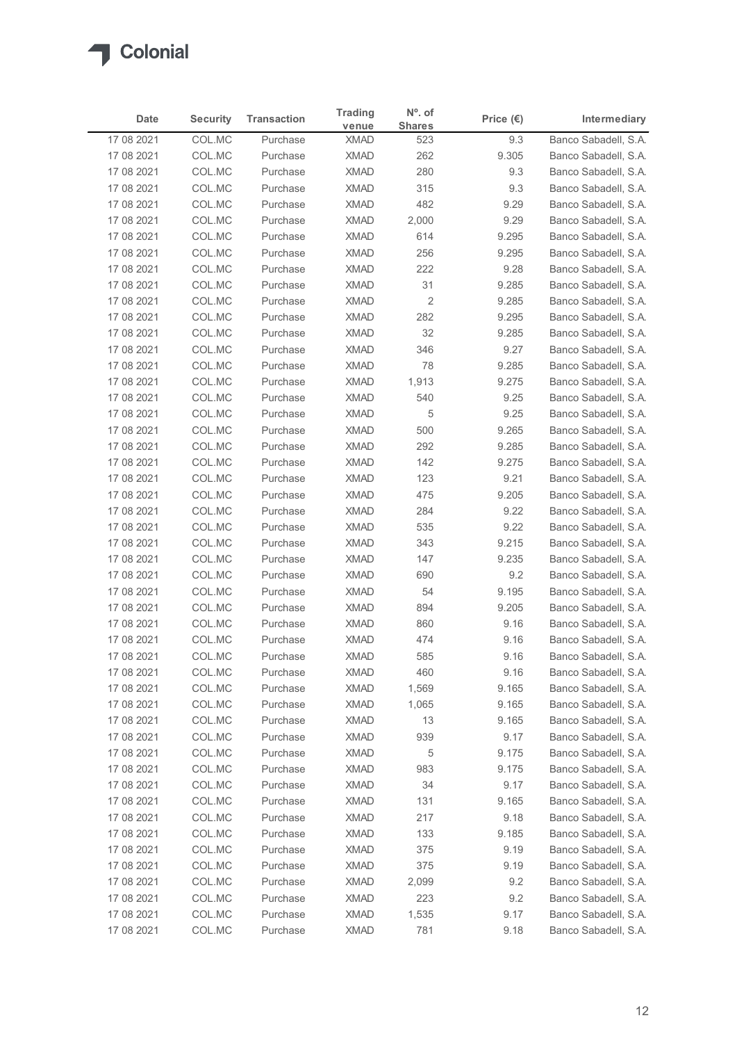Colonial

| Date | Security | Transaction | Trading venue | Nº. of Shares | Price (€) | Intermediary |
|---|---|---|---|---|---|---|
| 17 08 2021 | COL.MC | Purchase | XMAD | 523 | 9.3 | Banco Sabadell, S.A. |
| 17 08 2021 | COL.MC | Purchase | XMAD | 262 | 9.305 | Banco Sabadell, S.A. |
| 17 08 2021 | COL.MC | Purchase | XMAD | 280 | 9.3 | Banco Sabadell, S.A. |
| 17 08 2021 | COL.MC | Purchase | XMAD | 315 | 9.3 | Banco Sabadell, S.A. |
| 17 08 2021 | COL.MC | Purchase | XMAD | 482 | 9.29 | Banco Sabadell, S.A. |
| 17 08 2021 | COL.MC | Purchase | XMAD | 2,000 | 9.29 | Banco Sabadell, S.A. |
| 17 08 2021 | COL.MC | Purchase | XMAD | 614 | 9.295 | Banco Sabadell, S.A. |
| 17 08 2021 | COL.MC | Purchase | XMAD | 256 | 9.295 | Banco Sabadell, S.A. |
| 17 08 2021 | COL.MC | Purchase | XMAD | 222 | 9.28 | Banco Sabadell, S.A. |
| 17 08 2021 | COL.MC | Purchase | XMAD | 31 | 9.285 | Banco Sabadell, S.A. |
| 17 08 2021 | COL.MC | Purchase | XMAD | 2 | 9.285 | Banco Sabadell, S.A. |
| 17 08 2021 | COL.MC | Purchase | XMAD | 282 | 9.295 | Banco Sabadell, S.A. |
| 17 08 2021 | COL.MC | Purchase | XMAD | 32 | 9.285 | Banco Sabadell, S.A. |
| 17 08 2021 | COL.MC | Purchase | XMAD | 346 | 9.27 | Banco Sabadell, S.A. |
| 17 08 2021 | COL.MC | Purchase | XMAD | 78 | 9.285 | Banco Sabadell, S.A. |
| 17 08 2021 | COL.MC | Purchase | XMAD | 1,913 | 9.275 | Banco Sabadell, S.A. |
| 17 08 2021 | COL.MC | Purchase | XMAD | 540 | 9.25 | Banco Sabadell, S.A. |
| 17 08 2021 | COL.MC | Purchase | XMAD | 5 | 9.25 | Banco Sabadell, S.A. |
| 17 08 2021 | COL.MC | Purchase | XMAD | 500 | 9.265 | Banco Sabadell, S.A. |
| 17 08 2021 | COL.MC | Purchase | XMAD | 292 | 9.285 | Banco Sabadell, S.A. |
| 17 08 2021 | COL.MC | Purchase | XMAD | 142 | 9.275 | Banco Sabadell, S.A. |
| 17 08 2021 | COL.MC | Purchase | XMAD | 123 | 9.21 | Banco Sabadell, S.A. |
| 17 08 2021 | COL.MC | Purchase | XMAD | 475 | 9.205 | Banco Sabadell, S.A. |
| 17 08 2021 | COL.MC | Purchase | XMAD | 284 | 9.22 | Banco Sabadell, S.A. |
| 17 08 2021 | COL.MC | Purchase | XMAD | 535 | 9.22 | Banco Sabadell, S.A. |
| 17 08 2021 | COL.MC | Purchase | XMAD | 343 | 9.215 | Banco Sabadell, S.A. |
| 17 08 2021 | COL.MC | Purchase | XMAD | 147 | 9.235 | Banco Sabadell, S.A. |
| 17 08 2021 | COL.MC | Purchase | XMAD | 690 | 9.2 | Banco Sabadell, S.A. |
| 17 08 2021 | COL.MC | Purchase | XMAD | 54 | 9.195 | Banco Sabadell, S.A. |
| 17 08 2021 | COL.MC | Purchase | XMAD | 894 | 9.205 | Banco Sabadell, S.A. |
| 17 08 2021 | COL.MC | Purchase | XMAD | 860 | 9.16 | Banco Sabadell, S.A. |
| 17 08 2021 | COL.MC | Purchase | XMAD | 474 | 9.16 | Banco Sabadell, S.A. |
| 17 08 2021 | COL.MC | Purchase | XMAD | 585 | 9.16 | Banco Sabadell, S.A. |
| 17 08 2021 | COL.MC | Purchase | XMAD | 460 | 9.16 | Banco Sabadell, S.A. |
| 17 08 2021 | COL.MC | Purchase | XMAD | 1,569 | 9.165 | Banco Sabadell, S.A. |
| 17 08 2021 | COL.MC | Purchase | XMAD | 1,065 | 9.165 | Banco Sabadell, S.A. |
| 17 08 2021 | COL.MC | Purchase | XMAD | 13 | 9.165 | Banco Sabadell, S.A. |
| 17 08 2021 | COL.MC | Purchase | XMAD | 939 | 9.17 | Banco Sabadell, S.A. |
| 17 08 2021 | COL.MC | Purchase | XMAD | 5 | 9.175 | Banco Sabadell, S.A. |
| 17 08 2021 | COL.MC | Purchase | XMAD | 983 | 9.175 | Banco Sabadell, S.A. |
| 17 08 2021 | COL.MC | Purchase | XMAD | 34 | 9.17 | Banco Sabadell, S.A. |
| 17 08 2021 | COL.MC | Purchase | XMAD | 131 | 9.165 | Banco Sabadell, S.A. |
| 17 08 2021 | COL.MC | Purchase | XMAD | 217 | 9.18 | Banco Sabadell, S.A. |
| 17 08 2021 | COL.MC | Purchase | XMAD | 133 | 9.185 | Banco Sabadell, S.A. |
| 17 08 2021 | COL.MC | Purchase | XMAD | 375 | 9.19 | Banco Sabadell, S.A. |
| 17 08 2021 | COL.MC | Purchase | XMAD | 375 | 9.19 | Banco Sabadell, S.A. |
| 17 08 2021 | COL.MC | Purchase | XMAD | 2,099 | 9.2 | Banco Sabadell, S.A. |
| 17 08 2021 | COL.MC | Purchase | XMAD | 223 | 9.2 | Banco Sabadell, S.A. |
| 17 08 2021 | COL.MC | Purchase | XMAD | 1,535 | 9.17 | Banco Sabadell, S.A. |
| 17 08 2021 | COL.MC | Purchase | XMAD | 781 | 9.18 | Banco Sabadell, S.A. |